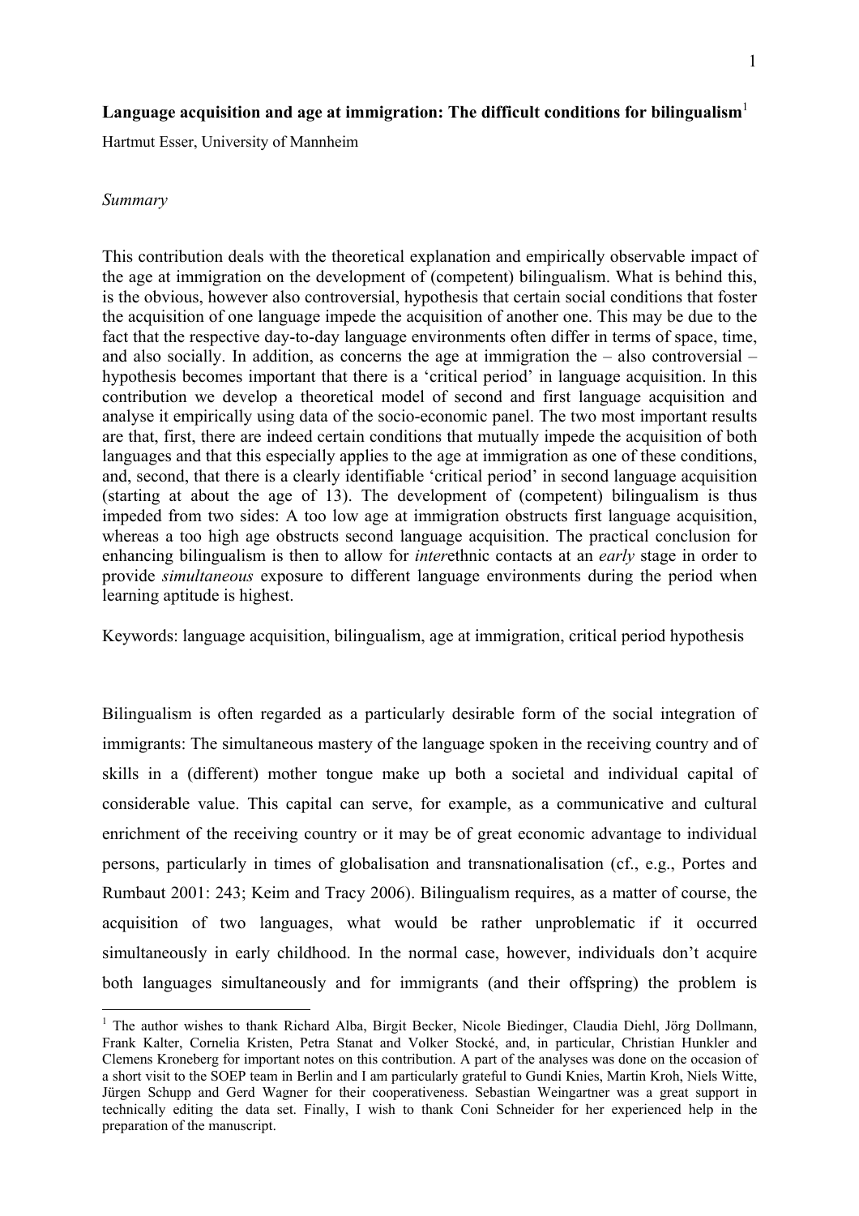**Language acquisition and age at immigration: The difficult conditions for bilingualism**[1]

Hartmut Esser, University of Mannheim

*Summary*

This contribution deals with the theoretical explanation and empirically observable impact of the age at immigration on the development of (competent) bilingualism. What is behind this, is the obvious, however also controversial, hypothesis that certain social conditions that foster the acquisition of one language impede the acquisition of another one. This may be due to the fact that the respective day-to-day language environments often differ in terms of space, time, and also socially. In addition, as concerns the age at immigration the – also controversial – hypothesis becomes important that there is a 'critical period' in language acquisition. In this contribution we develop a theoretical model of second and first language acquisition and analyse it empirically using data of the socio-economic panel. The two most important results are that, first, there are indeed certain conditions that mutually impede the acquisition of both languages and that this especially applies to the age at immigration as one of these conditions, and, second, that there is a clearly identifiable 'critical period' in second language acquisition (starting at about the age of 13). The development of (competent) bilingualism is thus impeded from two sides: A too low age at immigration obstructs first language acquisition, whereas a too high age obstructs second language acquisition. The practical conclusion for enhancing bilingualism is then to allow for *inter*ethnic contacts at an *early* stage in order to provide *simultaneous* exposure to different language environments during the period when learning aptitude is highest.

Keywords: language acquisition, bilingualism, age at immigration, critical period hypothesis

Bilingualism is often regarded as a particularly desirable form of the social integration of immigrants: The simultaneous mastery of the language spoken in the receiving country and of skills in a (different) mother tongue make up both a societal and individual capital of considerable value. This capital can serve, for example, as a communicative and cultural enrichment of the receiving country or it may be of great economic advantage to individual persons, particularly in times of globalisation and transnationalisation (cf., e.g., Portes and Rumbaut 2001: 243; Keim and Tracy 2006). Bilingualism requires, as a matter of course, the acquisition of two languages, what would be rather unproblematic if it occurred simultaneously in early childhood. In the normal case, however, individuals don't acquire both languages simultaneously and for immigrants (and their offspring) the problem is

[1] The author wishes to thank Richard Alba, Birgit Becker, Nicole Biedinger, Claudia Diehl, Jörg Dollmann, Frank Kalter, Cornelia Kristen, Petra Stanat and Volker Stocké, and, in particular, Christian Hunkler and Clemens Kroneberg for important notes on this contribution. A part of the analyses was done on the occasion of a short visit to the SOEP team in Berlin and I am particularly grateful to Gundi Knies, Martin Kroh, Niels Witte, Jürgen Schupp and Gerd Wagner for their cooperativeness. Sebastian Weingartner was a great support in technically editing the data set. Finally, I wish to thank Coni Schneider for her experienced help in the preparation of the manuscript.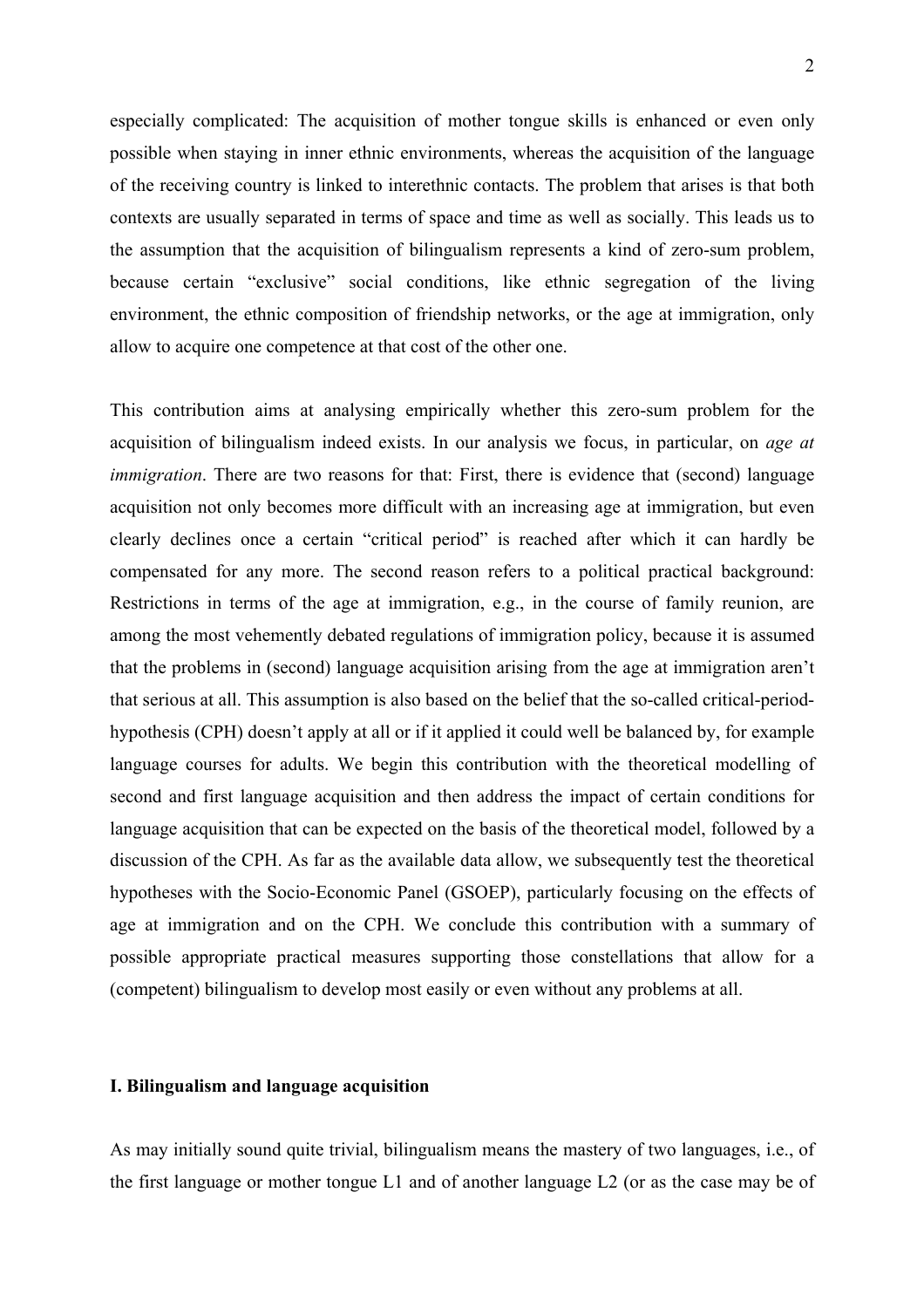especially complicated: The acquisition of mother tongue skills is enhanced or even only possible when staying in inner ethnic environments, whereas the acquisition of the language of the receiving country is linked to interethnic contacts. The problem that arises is that both contexts are usually separated in terms of space and time as well as socially. This leads us to the assumption that the acquisition of bilingualism represents a kind of zero-sum problem, because certain "exclusive" social conditions, like ethnic segregation of the living environment, the ethnic composition of friendship networks, or the age at immigration, only allow to acquire one competence at that cost of the other one.

This contribution aims at analysing empirically whether this zero-sum problem for the acquisition of bilingualism indeed exists. In our analysis we focus, in particular, on *age at immigration*. There are two reasons for that: First, there is evidence that (second) language acquisition not only becomes more difficult with an increasing age at immigration, but even clearly declines once a certain "critical period" is reached after which it can hardly be compensated for any more. The second reason refers to a political practical background: Restrictions in terms of the age at immigration, e.g., in the course of family reunion, are among the most vehemently debated regulations of immigration policy, because it is assumed that the problems in (second) language acquisition arising from the age at immigration aren't that serious at all. This assumption is also based on the belief that the so-called critical-period-hypothesis (CPH) doesn't apply at all or if it applied it could well be balanced by, for example language courses for adults. We begin this contribution with the theoretical modelling of second and first language acquisition and then address the impact of certain conditions for language acquisition that can be expected on the basis of the theoretical model, followed by a discussion of the CPH. As far as the available data allow, we subsequently test the theoretical hypotheses with the Socio-Economic Panel (GSOEP), particularly focusing on the effects of age at immigration and on the CPH. We conclude this contribution with a summary of possible appropriate practical measures supporting those constellations that allow for a (competent) bilingualism to develop most easily or even without any problems at all.

## I. Bilingualism and language acquisition

As may initially sound quite trivial, bilingualism means the mastery of two languages, i.e., of the first language or mother tongue L1 and of another language L2 (or as the case may be of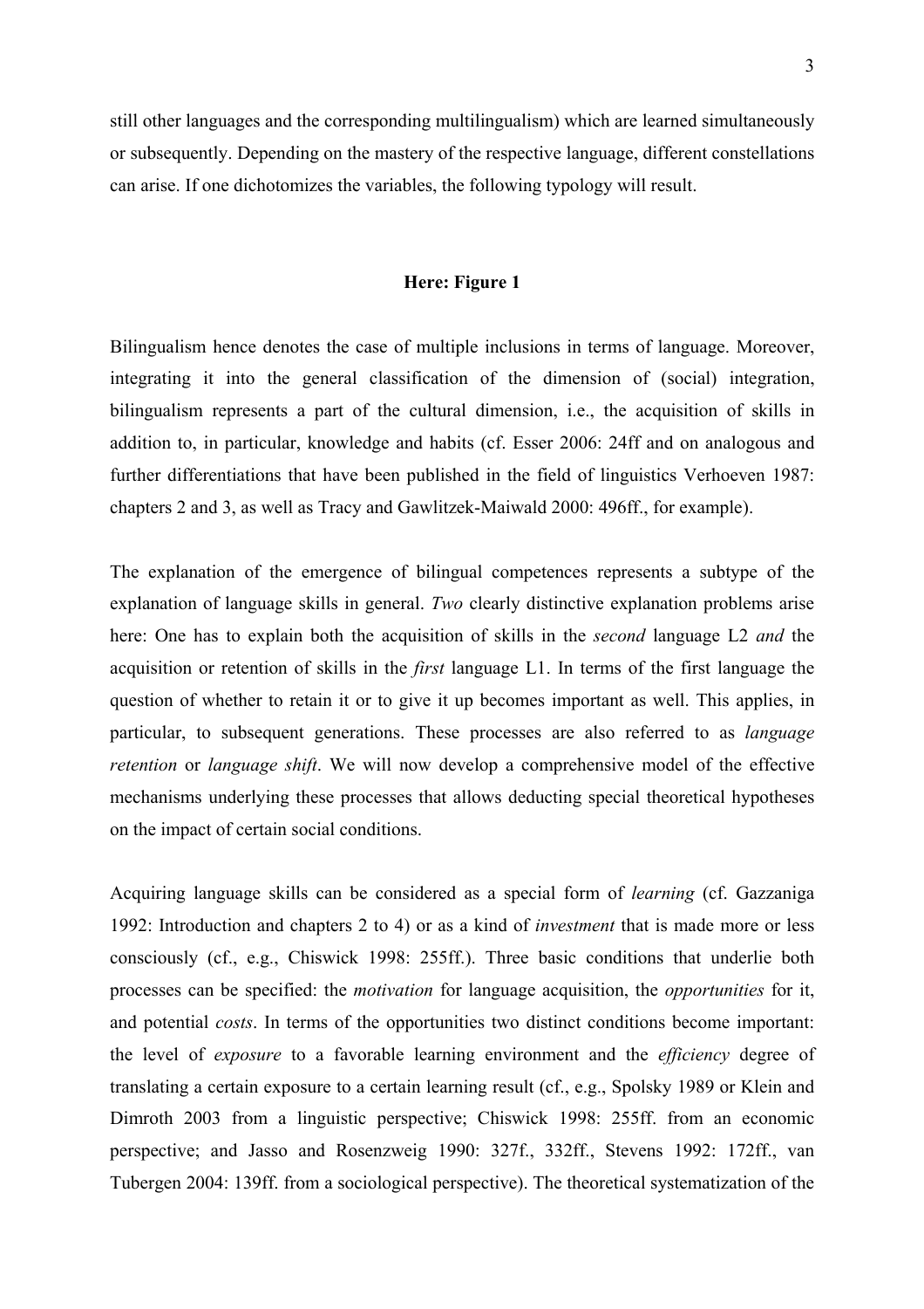still other languages and the corresponding multilingualism) which are learned simultaneously or subsequently. Depending on the mastery of the respective language, different constellations can arise. If one dichotomizes the variables, the following typology will result.

**Here: Figure 1**

Bilingualism hence denotes the case of multiple inclusions in terms of language. Moreover, integrating it into the general classification of the dimension of (social) integration, bilingualism represents a part of the cultural dimension, i.e., the acquisition of skills in addition to, in particular, knowledge and habits (cf. Esser 2006: 24ff and on analogous and further differentiations that have been published in the field of linguistics Verhoeven 1987: chapters 2 and 3, as well as Tracy and Gawlitzek-Maiwald 2000: 496ff., for example).

The explanation of the emergence of bilingual competences represents a subtype of the explanation of language skills in general. *Two* clearly distinctive explanation problems arise here: One has to explain both the acquisition of skills in the *second* language L2 *and* the acquisition or retention of skills in the *first* language L1. In terms of the first language the question of whether to retain it or to give it up becomes important as well. This applies, in particular, to subsequent generations. These processes are also referred to as *language retention* or *language shift*. We will now develop a comprehensive model of the effective mechanisms underlying these processes that allows deducting special theoretical hypotheses on the impact of certain social conditions.

Acquiring language skills can be considered as a special form of *learning* (cf. Gazzaniga 1992: Introduction and chapters 2 to 4) or as a kind of *investment* that is made more or less consciously (cf., e.g., Chiswick 1998: 255ff.). Three basic conditions that underlie both processes can be specified: the *motivation* for language acquisition, the *opportunities* for it, and potential *costs*. In terms of the opportunities two distinct conditions become important: the level of *exposure* to a favorable learning environment and the *efficiency* degree of translating a certain exposure to a certain learning result (cf., e.g., Spolsky 1989 or Klein and Dimroth 2003 from a linguistic perspective; Chiswick 1998: 255ff. from an economic perspective; and Jasso and Rosenzweig 1990: 327f., 332ff., Stevens 1992: 172ff., van Tubergen 2004: 139ff. from a sociological perspective). The theoretical systematization of the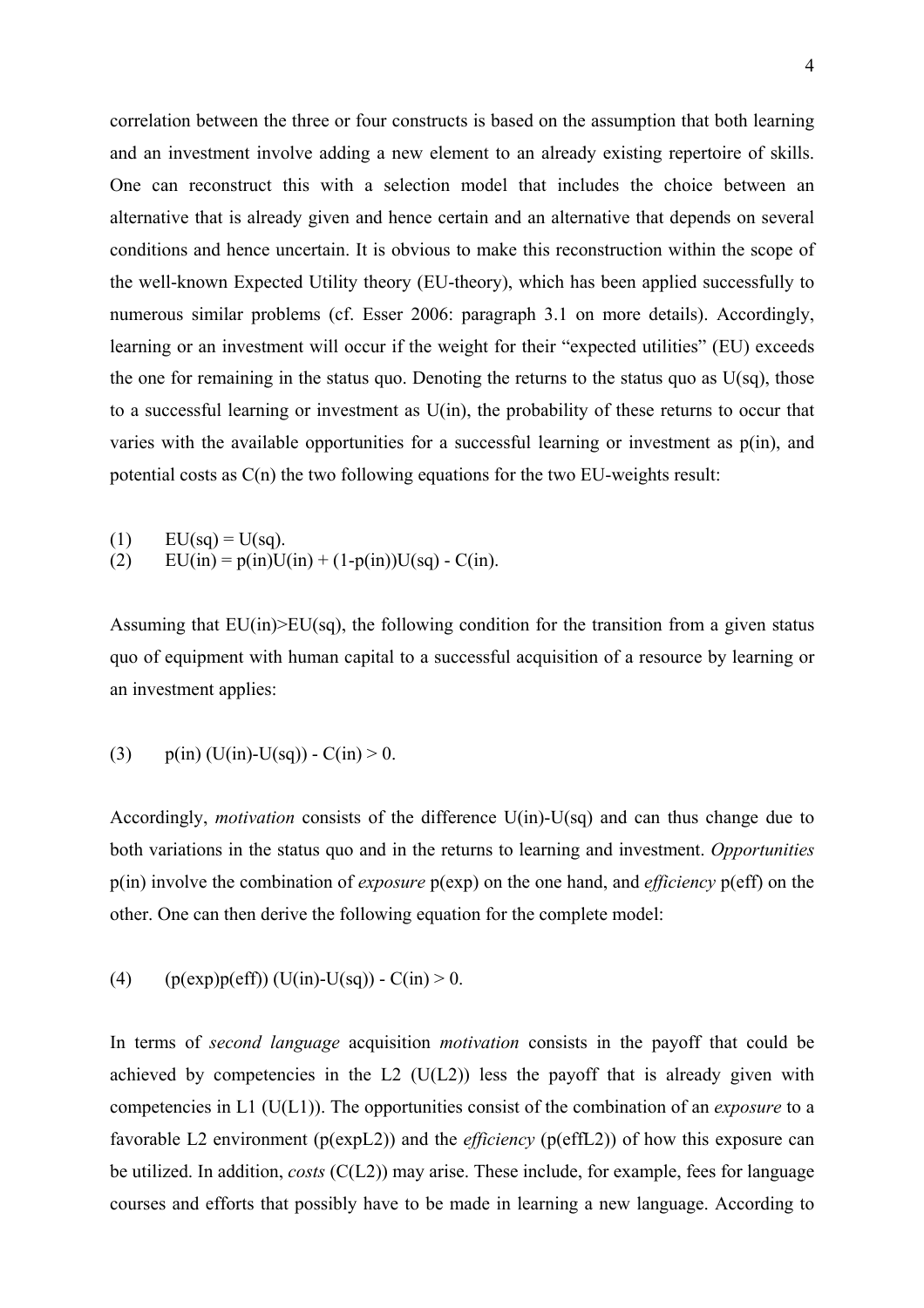correlation between the three or four constructs is based on the assumption that both learning and an investment involve adding a new element to an already existing repertoire of skills. One can reconstruct this with a selection model that includes the choice between an alternative that is already given and hence certain and an alternative that depends on several conditions and hence uncertain. It is obvious to make this reconstruction within the scope of the well-known Expected Utility theory (EU-theory), which has been applied successfully to numerous similar problems (cf. Esser 2006: paragraph 3.1 on more details). Accordingly, learning or an investment will occur if the weight for their "expected utilities" (EU) exceeds the one for remaining in the status quo. Denoting the returns to the status quo as U(sq), those to a successful learning or investment as U(in), the probability of these returns to occur that varies with the available opportunities for a successful learning or investment as p(in), and potential costs as C(n) the two following equations for the two EU-weights result:

$$(1) \qquad EU(sq) = U(sq).$$

$$(2) \qquad EU(in) = p(in)U(in) + (1-p(in))U(sq) - C(in).$$

Assuming that EU(in)>EU(sq), the following condition for the transition from a given status quo of equipment with human capital to a successful acquisition of a resource by learning or an investment applies:

$$(3) \qquad p(in)\,(U(in)-U(sq)) - C(in) > 0.$$

Accordingly, *motivation* consists of the difference U(in)-U(sq) and can thus change due to both variations in the status quo and in the returns to learning and investment. *Opportunities* p(in) involve the combination of *exposure* p(exp) on the one hand, and *efficiency* p(eff) on the other. One can then derive the following equation for the complete model:

$$(4) \qquad (p(exp)p(eff))\,(U(in)-U(sq)) - C(in) > 0.$$

In terms of *second language* acquisition *motivation* consists in the payoff that could be achieved by competencies in the L2 (U(L2)) less the payoff that is already given with competencies in L1 (U(L1)). The opportunities consist of the combination of an *exposure* to a favorable L2 environment (p(expL2)) and the *efficiency* (p(effL2)) of how this exposure can be utilized. In addition, *costs* (C(L2)) may arise. These include, for example, fees for language courses and efforts that possibly have to be made in learning a new language. According to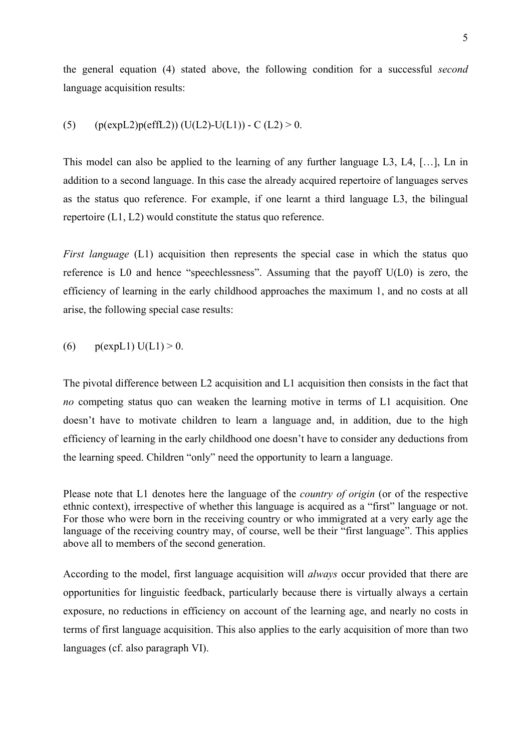the general equation (4) stated above, the following condition for a successful *second* language acquisition results:

$$(5) \qquad (p(expL2)p(effL2)) (U(L2)-U(L1)) - C (L2) > 0.$$

This model can also be applied to the learning of any further language L3, L4, […], Ln in addition to a second language. In this case the already acquired repertoire of languages serves as the status quo reference. For example, if one learnt a third language L3, the bilingual repertoire (L1, L2) would constitute the status quo reference.

*First language* (L1) acquisition then represents the special case in which the status quo reference is L0 and hence "speechlessness". Assuming that the payoff U(L0) is zero, the efficiency of learning in the early childhood approaches the maximum 1, and no costs at all arise, the following special case results:

$$(6) \qquad p(expL1) U(L1) > 0.$$

The pivotal difference between L2 acquisition and L1 acquisition then consists in the fact that *no* competing status quo can weaken the learning motive in terms of L1 acquisition. One doesn't have to motivate children to learn a language and, in addition, due to the high efficiency of learning in the early childhood one doesn't have to consider any deductions from the learning speed. Children "only" need the opportunity to learn a language.

Please note that L1 denotes here the language of the *country of origin* (or of the respective ethnic context), irrespective of whether this language is acquired as a "first" language or not. For those who were born in the receiving country or who immigrated at a very early age the language of the receiving country may, of course, well be their "first language". This applies above all to members of the second generation.

According to the model, first language acquisition will *always* occur provided that there are opportunities for linguistic feedback, particularly because there is virtually always a certain exposure, no reductions in efficiency on account of the learning age, and nearly no costs in terms of first language acquisition. This also applies to the early acquisition of more than two languages (cf. also paragraph VI).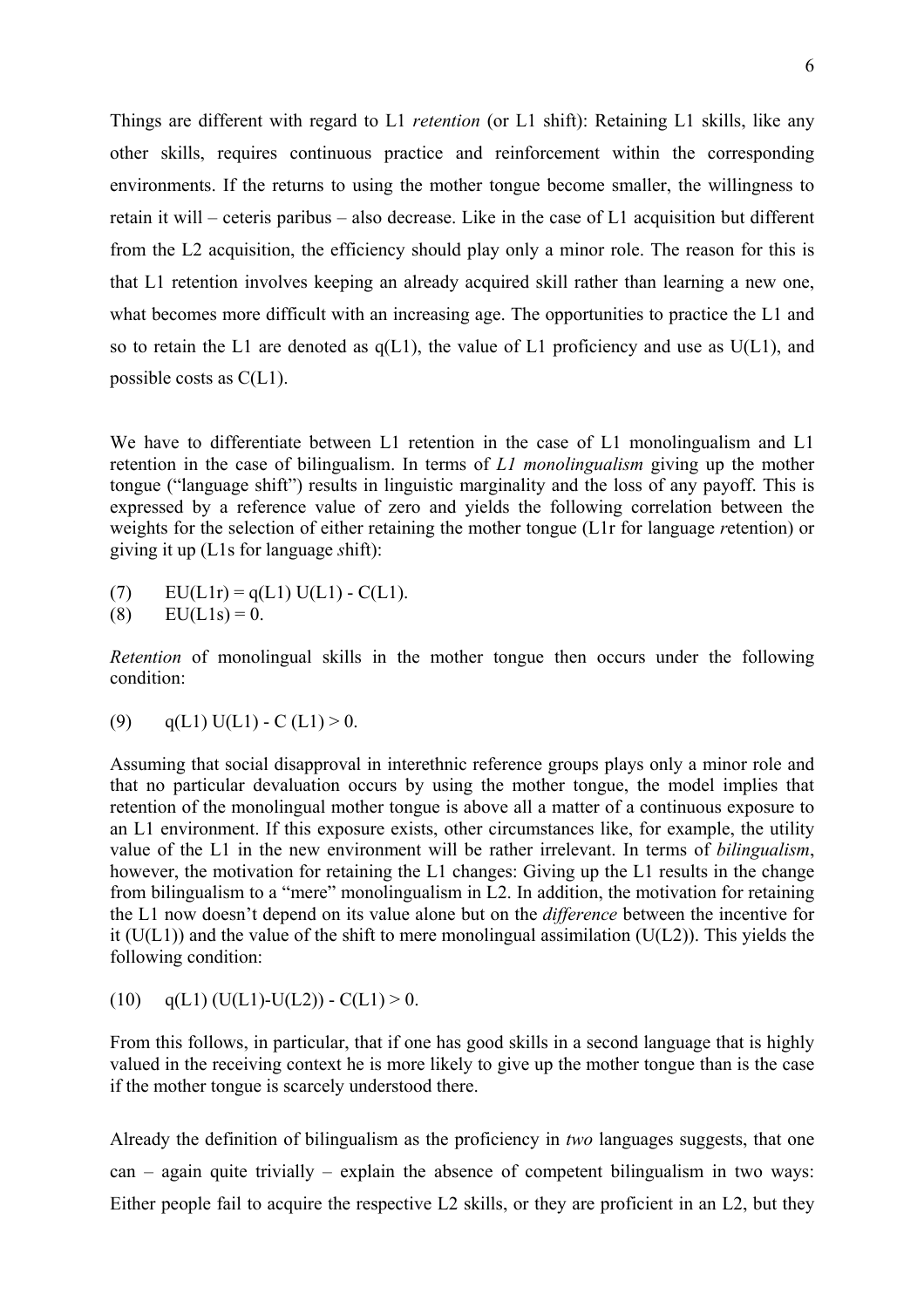Things are different with regard to L1 *retention* (or L1 shift): Retaining L1 skills, like any other skills, requires continuous practice and reinforcement within the corresponding environments. If the returns to using the mother tongue become smaller, the willingness to retain it will – ceteris paribus – also decrease. Like in the case of L1 acquisition but different from the L2 acquisition, the efficiency should play only a minor role. The reason for this is that L1 retention involves keeping an already acquired skill rather than learning a new one, what becomes more difficult with an increasing age. The opportunities to practice the L1 and so to retain the L1 are denoted as $q(L1)$, the value of L1 proficiency and use as $U(L1)$, and possible costs as $C(L1)$.

We have to differentiate between L1 retention in the case of L1 monolingualism and L1 retention in the case of bilingualism. In terms of *L1 monolingualism* giving up the mother tongue ("language shift") results in linguistic marginality and the loss of any payoff. This is expressed by a reference value of zero and yields the following correlation between the weights for the selection of either retaining the mother tongue (L1r for language *r*etention) or giving it up (L1s for language *s*hift):

(7) $EU(L1r) = q(L1)\,U(L1) - C(L1).$

(8) $EU(L1s) = 0.$

*Retention* of monolingual skills in the mother tongue then occurs under the following condition:

(9) $q(L1)\,U(L1) - C(L1) > 0.$

Assuming that social disapproval in interethnic reference groups plays only a minor role and that no particular devaluation occurs by using the mother tongue, the model implies that retention of the monolingual mother tongue is above all a matter of a continuous exposure to an L1 environment. If this exposure exists, other circumstances like, for example, the utility value of the L1 in the new environment will be rather irrelevant. In terms of *bilingualism*, however, the motivation for retaining the L1 changes: Giving up the L1 results in the change from bilingualism to a "mere" monolingualism in L2. In addition, the motivation for retaining the L1 now doesn't depend on its value alone but on the *difference* between the incentive for it ($U(L1)$) and the value of the shift to mere monolingual assimilation ($U(L2)$). This yields the following condition:

(10) $q(L1)\,(U(L1)-U(L2)) - C(L1) > 0.$

From this follows, in particular, that if one has good skills in a second language that is highly valued in the receiving context he is more likely to give up the mother tongue than is the case if the mother tongue is scarcely understood there.

Already the definition of bilingualism as the proficiency in *two* languages suggests, that one can – again quite trivially – explain the absence of competent bilingualism in two ways: Either people fail to acquire the respective L2 skills, or they are proficient in an L2, but they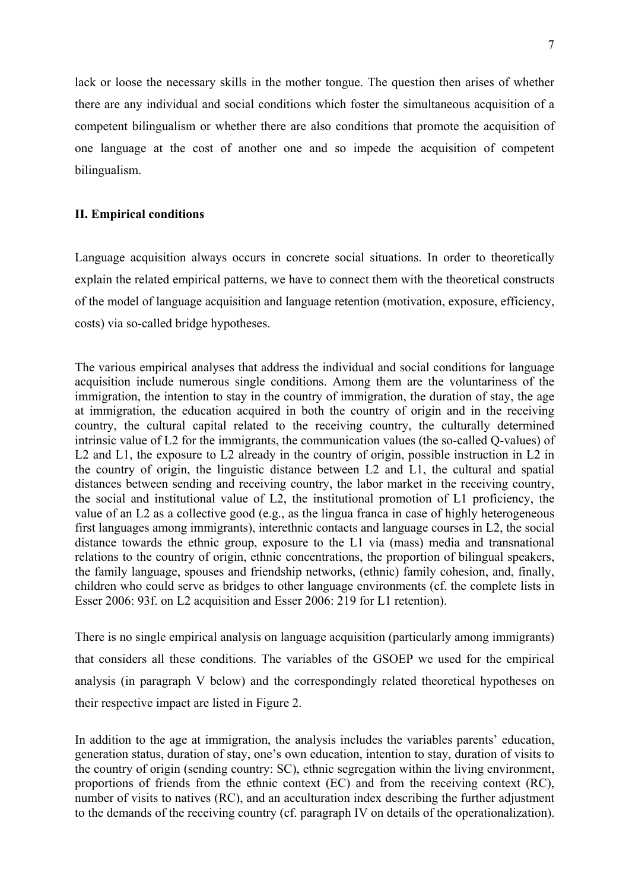lack or loose the necessary skills in the mother tongue. The question then arises of whether there are any individual and social conditions which foster the simultaneous acquisition of a competent bilingualism or whether there are also conditions that promote the acquisition of one language at the cost of another one and so impede the acquisition of competent bilingualism.

## II. Empirical conditions

Language acquisition always occurs in concrete social situations. In order to theoretically explain the related empirical patterns, we have to connect them with the theoretical constructs of the model of language acquisition and language retention (motivation, exposure, efficiency, costs) via so-called bridge hypotheses.

The various empirical analyses that address the individual and social conditions for language acquisition include numerous single conditions. Among them are the voluntariness of the immigration, the intention to stay in the country of immigration, the duration of stay, the age at immigration, the education acquired in both the country of origin and in the receiving country, the cultural capital related to the receiving country, the culturally determined intrinsic value of L2 for the immigrants, the communication values (the so-called Q-values) of L2 and L1, the exposure to L2 already in the country of origin, possible instruction in L2 in the country of origin, the linguistic distance between L2 and L1, the cultural and spatial distances between sending and receiving country, the labor market in the receiving country, the social and institutional value of L2, the institutional promotion of L1 proficiency, the value of an L2 as a collective good (e.g., as the lingua franca in case of highly heterogeneous first languages among immigrants), interethnic contacts and language courses in L2, the social distance towards the ethnic group, exposure to the L1 via (mass) media and transnational relations to the country of origin, ethnic concentrations, the proportion of bilingual speakers, the family language, spouses and friendship networks, (ethnic) family cohesion, and, finally, children who could serve as bridges to other language environments (cf. the complete lists in Esser 2006: 93f. on L2 acquisition and Esser 2006: 219 for L1 retention).

There is no single empirical analysis on language acquisition (particularly among immigrants) that considers all these conditions. The variables of the GSOEP we used for the empirical analysis (in paragraph V below) and the correspondingly related theoretical hypotheses on their respective impact are listed in Figure 2.

In addition to the age at immigration, the analysis includes the variables parents' education, generation status, duration of stay, one's own education, intention to stay, duration of visits to the country of origin (sending country: SC), ethnic segregation within the living environment, proportions of friends from the ethnic context (EC) and from the receiving context (RC), number of visits to natives (RC), and an acculturation index describing the further adjustment to the demands of the receiving country (cf. paragraph IV on details of the operationalization).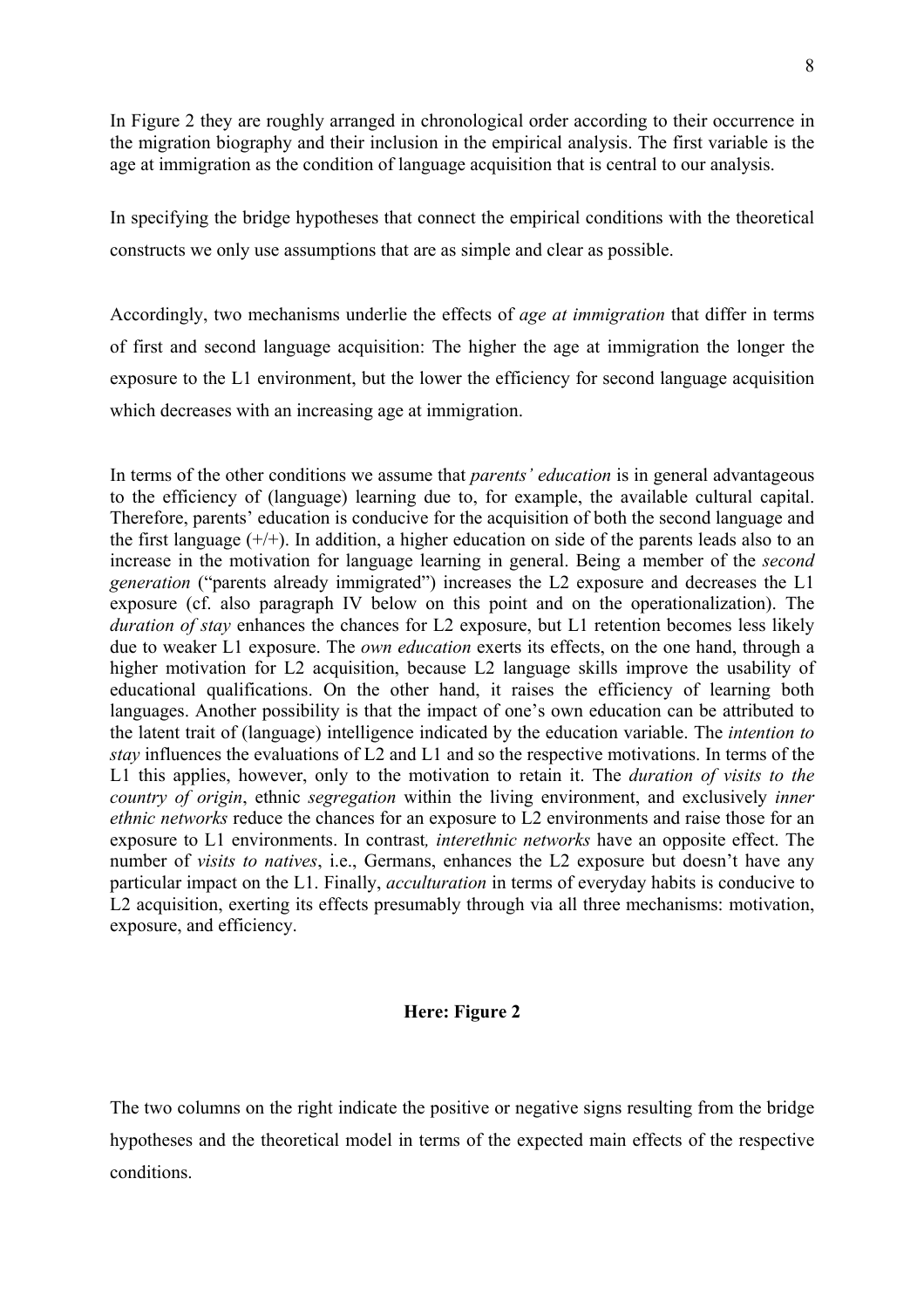In Figure 2 they are roughly arranged in chronological order according to their occurrence in the migration biography and their inclusion in the empirical analysis. The first variable is the age at immigration as the condition of language acquisition that is central to our analysis.

In specifying the bridge hypotheses that connect the empirical conditions with the theoretical constructs we only use assumptions that are as simple and clear as possible.

Accordingly, two mechanisms underlie the effects of *age at immigration* that differ in terms of first and second language acquisition: The higher the age at immigration the longer the exposure to the L1 environment, but the lower the efficiency for second language acquisition which decreases with an increasing age at immigration.

In terms of the other conditions we assume that *parents' education* is in general advantageous to the efficiency of (language) learning due to, for example, the available cultural capital. Therefore, parents' education is conducive for the acquisition of both the second language and the first language (+/+). In addition, a higher education on side of the parents leads also to an increase in the motivation for language learning in general. Being a member of the *second generation* ("parents already immigrated") increases the L2 exposure and decreases the L1 exposure (cf. also paragraph IV below on this point and on the operationalization). The *duration of stay* enhances the chances for L2 exposure, but L1 retention becomes less likely due to weaker L1 exposure. The *own education* exerts its effects, on the one hand, through a higher motivation for L2 acquisition, because L2 language skills improve the usability of educational qualifications. On the other hand, it raises the efficiency of learning both languages. Another possibility is that the impact of one's own education can be attributed to the latent trait of (language) intelligence indicated by the education variable. The *intention to stay* influences the evaluations of L2 and L1 and so the respective motivations. In terms of the L1 this applies, however, only to the motivation to retain it. The *duration of visits to the country of origin*, ethnic *segregation* within the living environment, and exclusively *inner ethnic networks* reduce the chances for an exposure to L2 environments and raise those for an exposure to L1 environments. In contrast*, interethnic networks* have an opposite effect. The number of *visits to natives*, i.e., Germans, enhances the L2 exposure but doesn't have any particular impact on the L1. Finally, *acculturation* in terms of everyday habits is conducive to L2 acquisition, exerting its effects presumably through via all three mechanisms: motivation, exposure, and efficiency.

**Here: Figure 2**

The two columns on the right indicate the positive or negative signs resulting from the bridge hypotheses and the theoretical model in terms of the expected main effects of the respective conditions.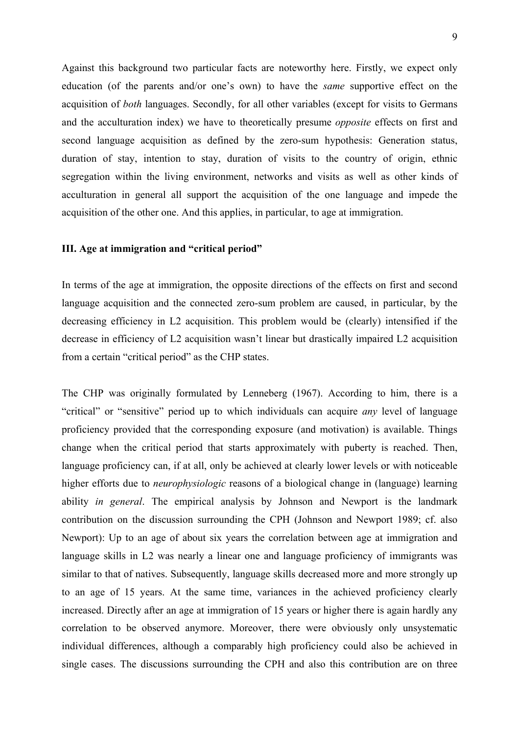Against this background two particular facts are noteworthy here. Firstly, we expect only education (of the parents and/or one's own) to have the *same* supportive effect on the acquisition of *both* languages. Secondly, for all other variables (except for visits to Germans and the acculturation index) we have to theoretically presume *opposite* effects on first and second language acquisition as defined by the zero-sum hypothesis: Generation status, duration of stay, intention to stay, duration of visits to the country of origin, ethnic segregation within the living environment, networks and visits as well as other kinds of acculturation in general all support the acquisition of the one language and impede the acquisition of the other one. And this applies, in particular, to age at immigration.

## III. Age at immigration and "critical period"

In terms of the age at immigration, the opposite directions of the effects on first and second language acquisition and the connected zero-sum problem are caused, in particular, by the decreasing efficiency in L2 acquisition. This problem would be (clearly) intensified if the decrease in efficiency of L2 acquisition wasn't linear but drastically impaired L2 acquisition from a certain "critical period" as the CHP states.

The CHP was originally formulated by Lenneberg (1967). According to him, there is a "critical" or "sensitive" period up to which individuals can acquire *any* level of language proficiency provided that the corresponding exposure (and motivation) is available. Things change when the critical period that starts approximately with puberty is reached. Then, language proficiency can, if at all, only be achieved at clearly lower levels or with noticeable higher efforts due to *neurophysiologic* reasons of a biological change in (language) learning ability *in general*. The empirical analysis by Johnson and Newport is the landmark contribution on the discussion surrounding the CPH (Johnson and Newport 1989; cf. also Newport): Up to an age of about six years the correlation between age at immigration and language skills in L2 was nearly a linear one and language proficiency of immigrants was similar to that of natives. Subsequently, language skills decreased more and more strongly up to an age of 15 years. At the same time, variances in the achieved proficiency clearly increased. Directly after an age at immigration of 15 years or higher there is again hardly any correlation to be observed anymore. Moreover, there were obviously only unsystematic individual differences, although a comparably high proficiency could also be achieved in single cases. The discussions surrounding the CPH and also this contribution are on three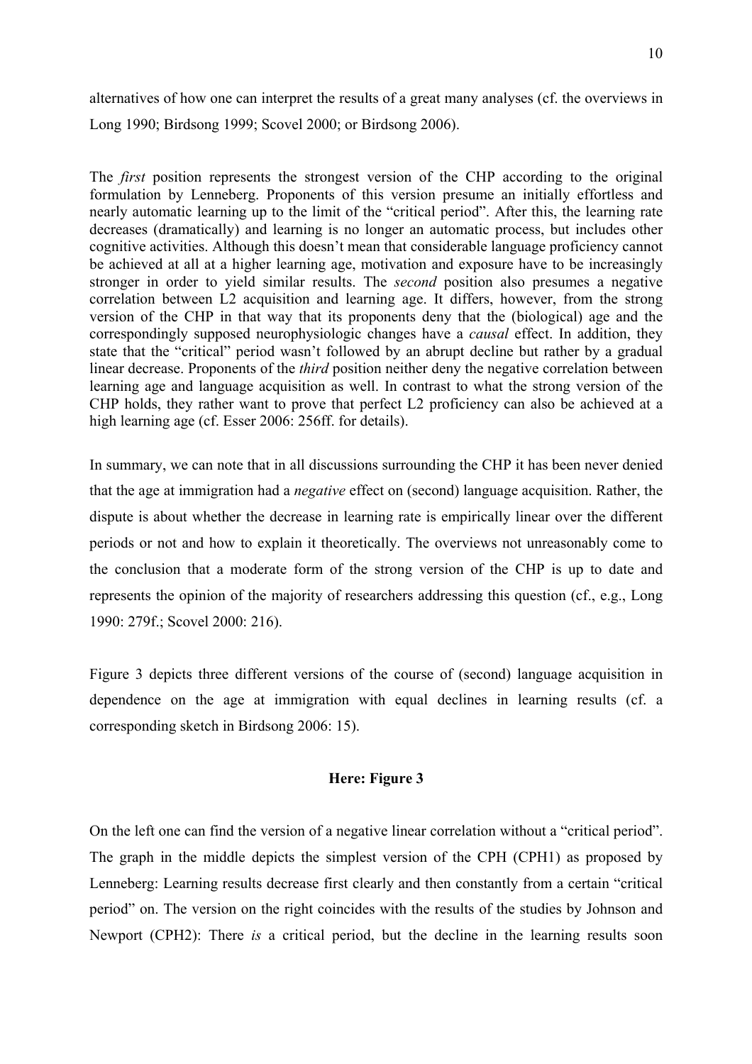alternatives of how one can interpret the results of a great many analyses (cf. the overviews in Long 1990; Birdsong 1999; Scovel 2000; or Birdsong 2006).

The *first* position represents the strongest version of the CHP according to the original formulation by Lenneberg. Proponents of this version presume an initially effortless and nearly automatic learning up to the limit of the "critical period". After this, the learning rate decreases (dramatically) and learning is no longer an automatic process, but includes other cognitive activities. Although this doesn't mean that considerable language proficiency cannot be achieved at all at a higher learning age, motivation and exposure have to be increasingly stronger in order to yield similar results. The *second* position also presumes a negative correlation between L2 acquisition and learning age. It differs, however, from the strong version of the CHP in that way that its proponents deny that the (biological) age and the correspondingly supposed neurophysiologic changes have a *causal* effect. In addition, they state that the "critical" period wasn't followed by an abrupt decline but rather by a gradual linear decrease. Proponents of the *third* position neither deny the negative correlation between learning age and language acquisition as well. In contrast to what the strong version of the CHP holds, they rather want to prove that perfect L2 proficiency can also be achieved at a high learning age (cf. Esser 2006: 256ff. for details).

In summary, we can note that in all discussions surrounding the CHP it has been never denied that the age at immigration had a *negative* effect on (second) language acquisition. Rather, the dispute is about whether the decrease in learning rate is empirically linear over the different periods or not and how to explain it theoretically. The overviews not unreasonably come to the conclusion that a moderate form of the strong version of the CHP is up to date and represents the opinion of the majority of researchers addressing this question (cf., e.g., Long 1990: 279f.; Scovel 2000: 216).

Figure 3 depicts three different versions of the course of (second) language acquisition in dependence on the age at immigration with equal declines in learning results (cf. a corresponding sketch in Birdsong 2006: 15).

**Here: Figure 3**

On the left one can find the version of a negative linear correlation without a "critical period". The graph in the middle depicts the simplest version of the CPH (CPH1) as proposed by Lenneberg: Learning results decrease first clearly and then constantly from a certain "critical period" on. The version on the right coincides with the results of the studies by Johnson and Newport (CPH2): There *is* a critical period, but the decline in the learning results soon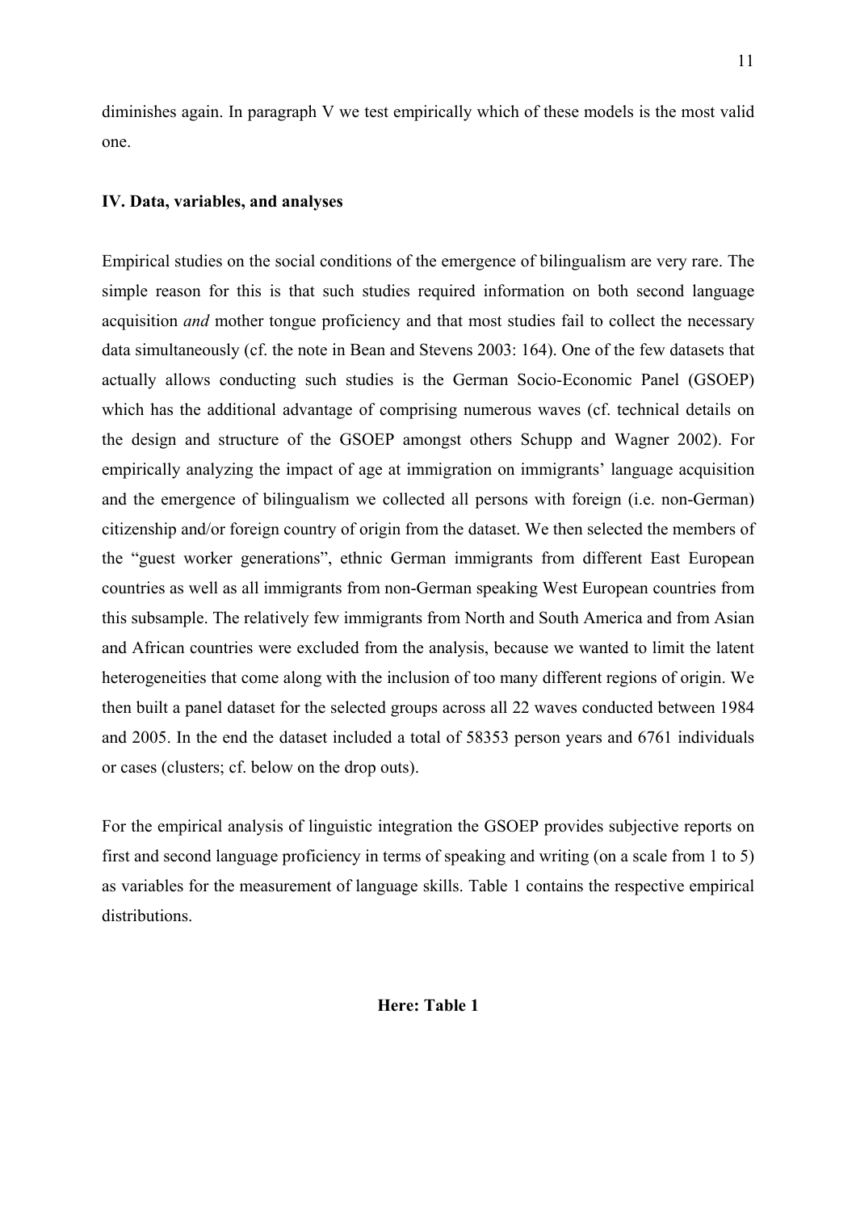diminishes again. In paragraph V we test empirically which of these models is the most valid one.

## IV. Data, variables, and analyses

Empirical studies on the social conditions of the emergence of bilingualism are very rare. The simple reason for this is that such studies required information on both second language acquisition *and* mother tongue proficiency and that most studies fail to collect the necessary data simultaneously (cf. the note in Bean and Stevens 2003: 164). One of the few datasets that actually allows conducting such studies is the German Socio-Economic Panel (GSOEP) which has the additional advantage of comprising numerous waves (cf. technical details on the design and structure of the GSOEP amongst others Schupp and Wagner 2002). For empirically analyzing the impact of age at immigration on immigrants' language acquisition and the emergence of bilingualism we collected all persons with foreign (i.e. non-German) citizenship and/or foreign country of origin from the dataset. We then selected the members of the "guest worker generations", ethnic German immigrants from different East European countries as well as all immigrants from non-German speaking West European countries from this subsample. The relatively few immigrants from North and South America and from Asian and African countries were excluded from the analysis, because we wanted to limit the latent heterogeneities that come along with the inclusion of too many different regions of origin. We then built a panel dataset for the selected groups across all 22 waves conducted between 1984 and 2005. In the end the dataset included a total of 58353 person years and 6761 individuals or cases (clusters; cf. below on the drop outs).

For the empirical analysis of linguistic integration the GSOEP provides subjective reports on first and second language proficiency in terms of speaking and writing (on a scale from 1 to 5) as variables for the measurement of language skills. Table 1 contains the respective empirical distributions.

**Here: Table 1**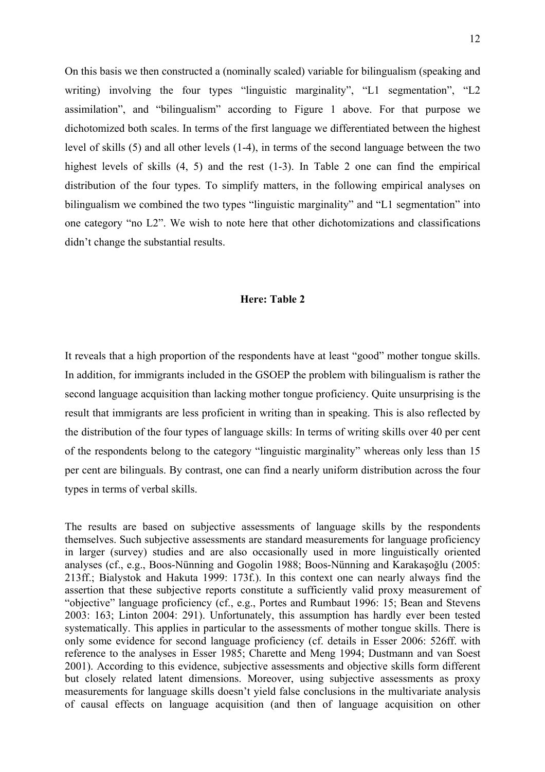On this basis we then constructed a (nominally scaled) variable for bilingualism (speaking and writing) involving the four types "linguistic marginality", "L1 segmentation", "L2 assimilation", and "bilingualism" according to Figure 1 above. For that purpose we dichotomized both scales. In terms of the first language we differentiated between the highest level of skills (5) and all other levels (1-4), in terms of the second language between the two highest levels of skills (4, 5) and the rest (1-3). In Table 2 one can find the empirical distribution of the four types. To simplify matters, in the following empirical analyses on bilingualism we combined the two types "linguistic marginality" and "L1 segmentation" into one category "no L2". We wish to note here that other dichotomizations and classifications didn't change the substantial results.

**Here: Table 2**

It reveals that a high proportion of the respondents have at least "good" mother tongue skills. In addition, for immigrants included in the GSOEP the problem with bilingualism is rather the second language acquisition than lacking mother tongue proficiency. Quite unsurprising is the result that immigrants are less proficient in writing than in speaking. This is also reflected by the distribution of the four types of language skills: In terms of writing skills over 40 per cent of the respondents belong to the category "linguistic marginality" whereas only less than 15 per cent are bilinguals. By contrast, one can find a nearly uniform distribution across the four types in terms of verbal skills.

The results are based on subjective assessments of language skills by the respondents themselves. Such subjective assessments are standard measurements for language proficiency in larger (survey) studies and are also occasionally used in more linguistically oriented analyses (cf., e.g., Boos-Nünning and Gogolin 1988; Boos-Nünning and Karakaşoğlu (2005: 213ff.; Bialystok and Hakuta 1999: 173f.). In this context one can nearly always find the assertion that these subjective reports constitute a sufficiently valid proxy measurement of "objective" language proficiency (cf., e.g., Portes and Rumbaut 1996: 15; Bean and Stevens 2003: 163; Linton 2004: 291). Unfortunately, this assumption has hardly ever been tested systematically. This applies in particular to the assessments of mother tongue skills. There is only some evidence for second language proficiency (cf. details in Esser 2006: 526ff. with reference to the analyses in Esser 1985; Charette and Meng 1994; Dustmann and van Soest 2001). According to this evidence, subjective assessments and objective skills form different but closely related latent dimensions. Moreover, using subjective assessments as proxy measurements for language skills doesn't yield false conclusions in the multivariate analysis of causal effects on language acquisition (and then of language acquisition on other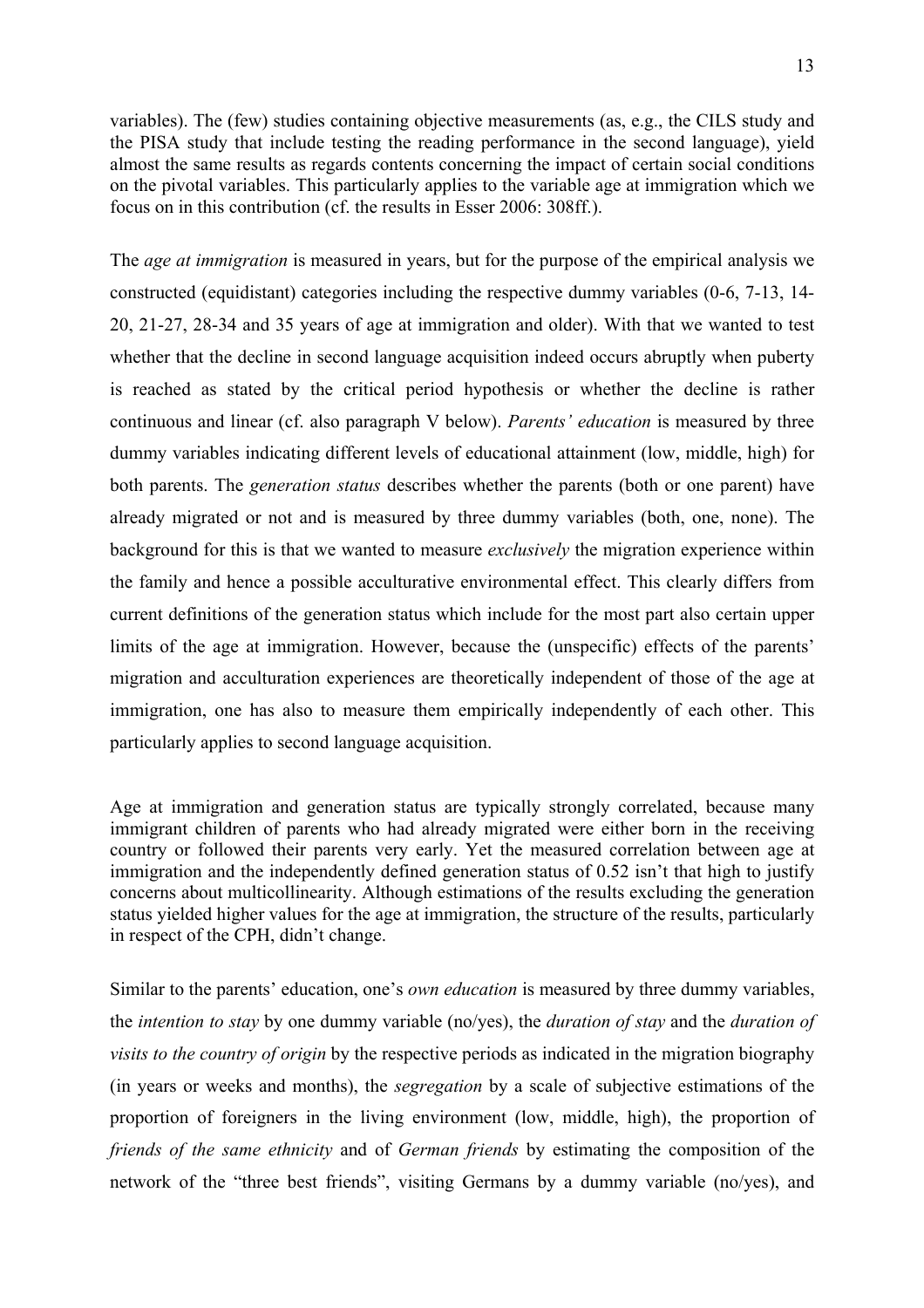variables). The (few) studies containing objective measurements (as, e.g., the CILS study and the PISA study that include testing the reading performance in the second language), yield almost the same results as regards contents concerning the impact of certain social conditions on the pivotal variables. This particularly applies to the variable age at immigration which we focus on in this contribution (cf. the results in Esser 2006: 308ff.).

The *age at immigration* is measured in years, but for the purpose of the empirical analysis we constructed (equidistant) categories including the respective dummy variables (0-6, 7-13, 14-20, 21-27, 28-34 and 35 years of age at immigration and older). With that we wanted to test whether that the decline in second language acquisition indeed occurs abruptly when puberty is reached as stated by the critical period hypothesis or whether the decline is rather continuous and linear (cf. also paragraph V below). *Parents' education* is measured by three dummy variables indicating different levels of educational attainment (low, middle, high) for both parents. The *generation status* describes whether the parents (both or one parent) have already migrated or not and is measured by three dummy variables (both, one, none). The background for this is that we wanted to measure *exclusively* the migration experience within the family and hence a possible acculturative environmental effect. This clearly differs from current definitions of the generation status which include for the most part also certain upper limits of the age at immigration. However, because the (unspecific) effects of the parents' migration and acculturation experiences are theoretically independent of those of the age at immigration, one has also to measure them empirically independently of each other. This particularly applies to second language acquisition.

Age at immigration and generation status are typically strongly correlated, because many immigrant children of parents who had already migrated were either born in the receiving country or followed their parents very early. Yet the measured correlation between age at immigration and the independently defined generation status of 0.52 isn't that high to justify concerns about multicollinearity. Although estimations of the results excluding the generation status yielded higher values for the age at immigration, the structure of the results, particularly in respect of the CPH, didn't change.

Similar to the parents' education, one's *own education* is measured by three dummy variables, the *intention to stay* by one dummy variable (no/yes), the *duration of stay* and the *duration of visits to the country of origin* by the respective periods as indicated in the migration biography (in years or weeks and months), the *segregation* by a scale of subjective estimations of the proportion of foreigners in the living environment (low, middle, high), the proportion of *friends of the same ethnicity* and of *German friends* by estimating the composition of the network of the "three best friends", visiting Germans by a dummy variable (no/yes), and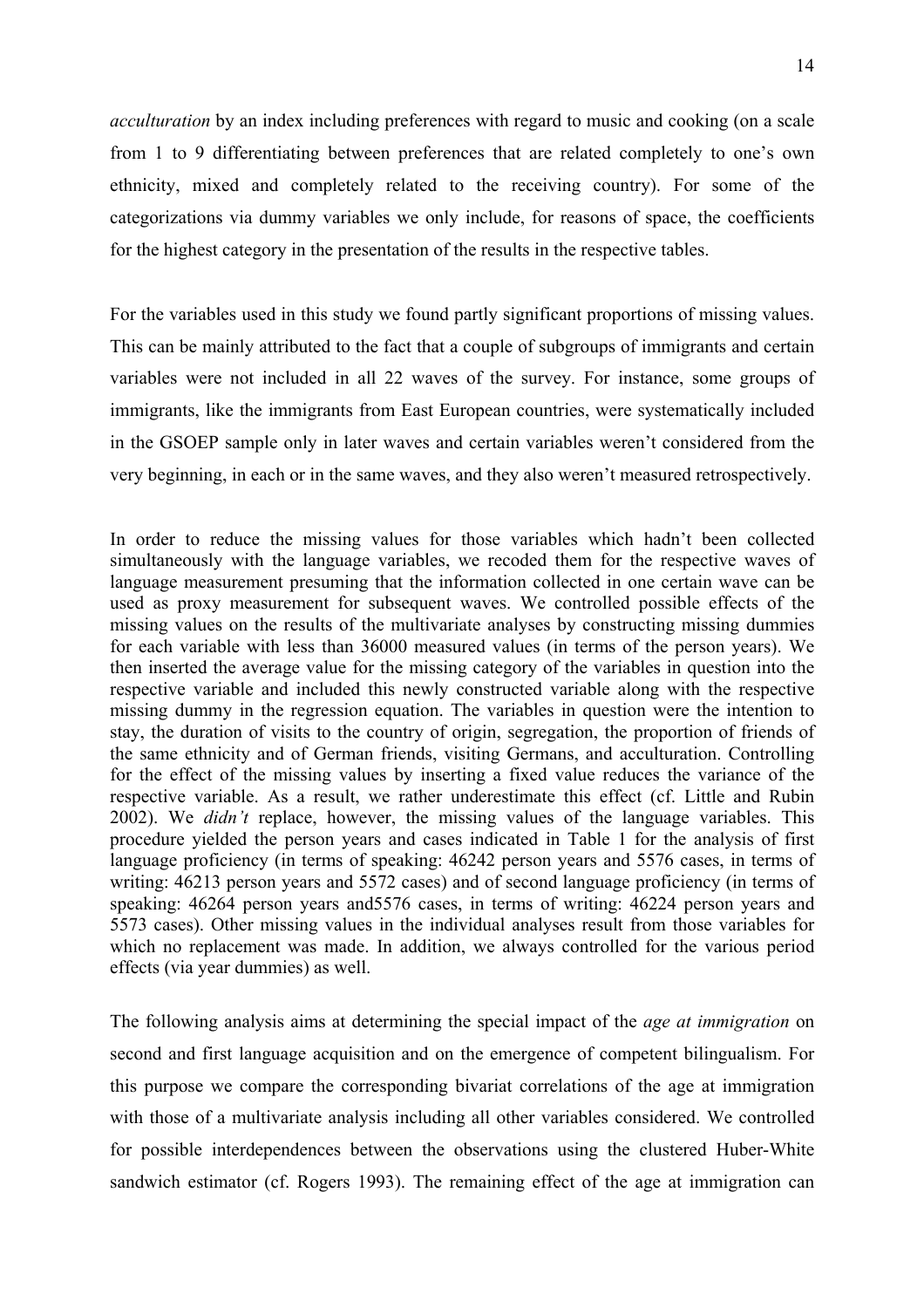*acculturation* by an index including preferences with regard to music and cooking (on a scale from 1 to 9 differentiating between preferences that are related completely to one's own ethnicity, mixed and completely related to the receiving country). For some of the categorizations via dummy variables we only include, for reasons of space, the coefficients for the highest category in the presentation of the results in the respective tables.

For the variables used in this study we found partly significant proportions of missing values. This can be mainly attributed to the fact that a couple of subgroups of immigrants and certain variables were not included in all 22 waves of the survey. For instance, some groups of immigrants, like the immigrants from East European countries, were systematically included in the GSOEP sample only in later waves and certain variables weren't considered from the very beginning, in each or in the same waves, and they also weren't measured retrospectively.

In order to reduce the missing values for those variables which hadn't been collected simultaneously with the language variables, we recoded them for the respective waves of language measurement presuming that the information collected in one certain wave can be used as proxy measurement for subsequent waves. We controlled possible effects of the missing values on the results of the multivariate analyses by constructing missing dummies for each variable with less than 36000 measured values (in terms of the person years). We then inserted the average value for the missing category of the variables in question into the respective variable and included this newly constructed variable along with the respective missing dummy in the regression equation. The variables in question were the intention to stay, the duration of visits to the country of origin, segregation, the proportion of friends of the same ethnicity and of German friends, visiting Germans, and acculturation. Controlling for the effect of the missing values by inserting a fixed value reduces the variance of the respective variable. As a result, we rather underestimate this effect (cf. Little and Rubin 2002). We *didn't* replace, however, the missing values of the language variables. This procedure yielded the person years and cases indicated in Table 1 for the analysis of first language proficiency (in terms of speaking: 46242 person years and 5576 cases, in terms of writing: 46213 person years and 5572 cases) and of second language proficiency (in terms of speaking: 46264 person years and5576 cases, in terms of writing: 46224 person years and 5573 cases). Other missing values in the individual analyses result from those variables for which no replacement was made. In addition, we always controlled for the various period effects (via year dummies) as well.

The following analysis aims at determining the special impact of the *age at immigration* on second and first language acquisition and on the emergence of competent bilingualism. For this purpose we compare the corresponding bivariat correlations of the age at immigration with those of a multivariate analysis including all other variables considered. We controlled for possible interdependences between the observations using the clustered Huber-White sandwich estimator (cf. Rogers 1993). The remaining effect of the age at immigration can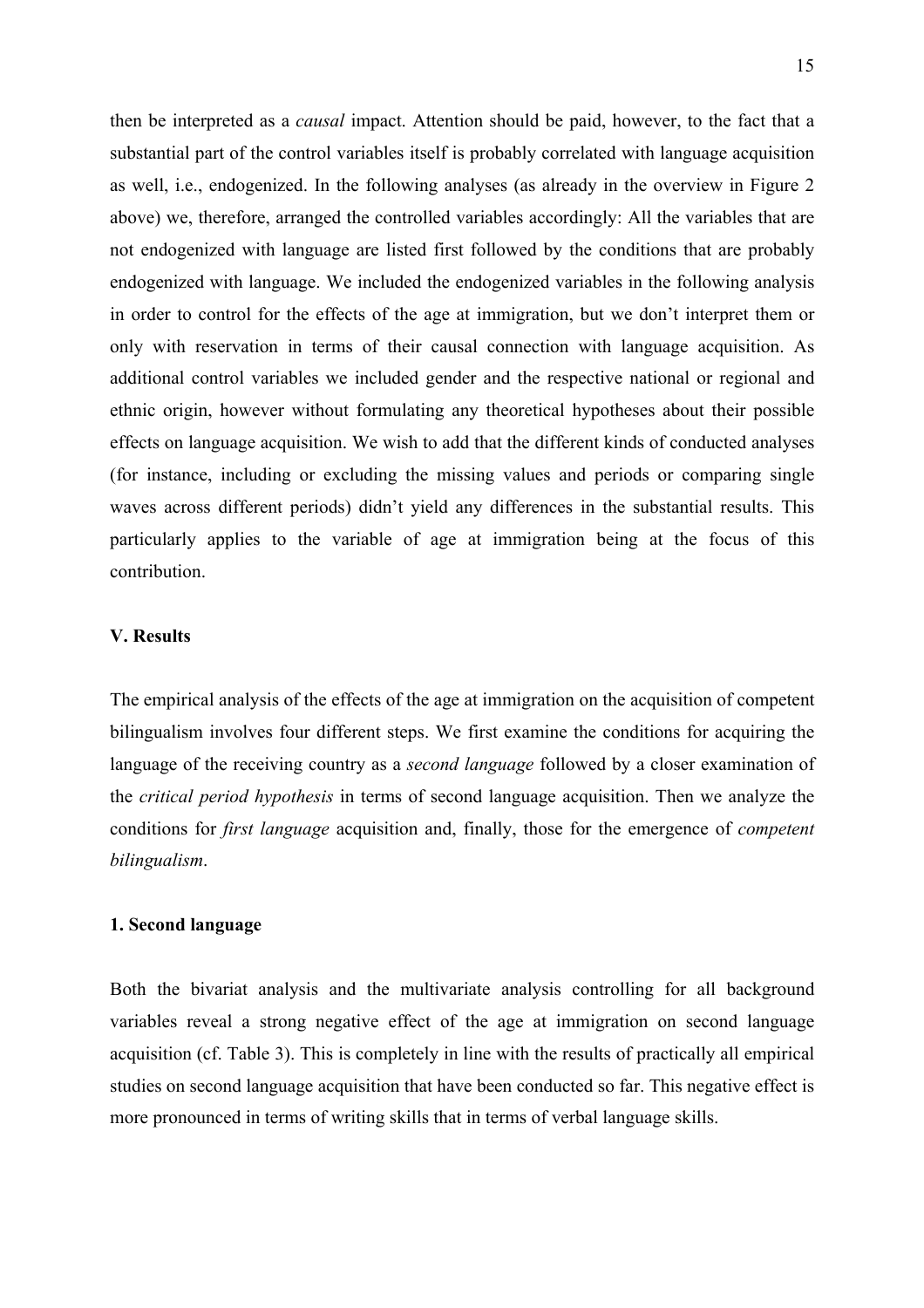then be interpreted as a *causal* impact. Attention should be paid, however, to the fact that a substantial part of the control variables itself is probably correlated with language acquisition as well, i.e., endogenized. In the following analyses (as already in the overview in Figure 2 above) we, therefore, arranged the controlled variables accordingly: All the variables that are not endogenized with language are listed first followed by the conditions that are probably endogenized with language. We included the endogenized variables in the following analysis in order to control for the effects of the age at immigration, but we don't interpret them or only with reservation in terms of their causal connection with language acquisition. As additional control variables we included gender and the respective national or regional and ethnic origin, however without formulating any theoretical hypotheses about their possible effects on language acquisition. We wish to add that the different kinds of conducted analyses (for instance, including or excluding the missing values and periods or comparing single waves across different periods) didn't yield any differences in the substantial results. This particularly applies to the variable of age at immigration being at the focus of this contribution.

## V. Results

The empirical analysis of the effects of the age at immigration on the acquisition of competent bilingualism involves four different steps. We first examine the conditions for acquiring the language of the receiving country as a *second language* followed by a closer examination of the *critical period hypothesis* in terms of second language acquisition. Then we analyze the conditions for *first language* acquisition and, finally, those for the emergence of *competent bilingualism*.

### 1. Second language

Both the bivariat analysis and the multivariate analysis controlling for all background variables reveal a strong negative effect of the age at immigration on second language acquisition (cf. Table 3). This is completely in line with the results of practically all empirical studies on second language acquisition that have been conducted so far. This negative effect is more pronounced in terms of writing skills that in terms of verbal language skills.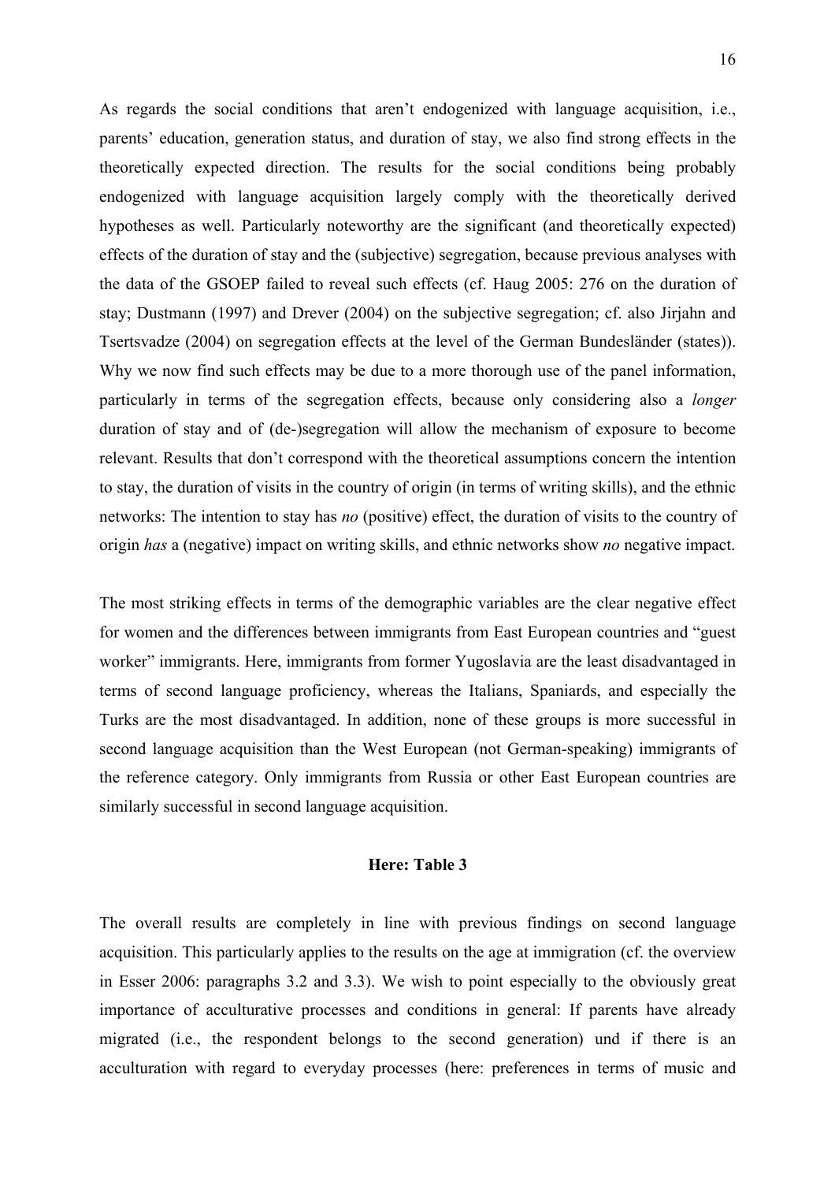As regards the social conditions that aren't endogenized with language acquisition, i.e., parents' education, generation status, and duration of stay, we also find strong effects in the theoretically expected direction. The results for the social conditions being probably endogenized with language acquisition largely comply with the theoretically derived hypotheses as well. Particularly noteworthy are the significant (and theoretically expected) effects of the duration of stay and the (subjective) segregation, because previous analyses with the data of the GSOEP failed to reveal such effects (cf. Haug 2005: 276 on the duration of stay; Dustmann (1997) and Drever (2004) on the subjective segregation; cf. also Jirjahn and Tsertsvadze (2004) on segregation effects at the level of the German Bundesländer (states)). Why we now find such effects may be due to a more thorough use of the panel information, particularly in terms of the segregation effects, because only considering also a *longer* duration of stay and of (de-)segregation will allow the mechanism of exposure to become relevant. Results that don't correspond with the theoretical assumptions concern the intention to stay, the duration of visits in the country of origin (in terms of writing skills), and the ethnic networks: The intention to stay has *no* (positive) effect, the duration of visits to the country of origin *has* a (negative) impact on writing skills, and ethnic networks show *no* negative impact.

The most striking effects in terms of the demographic variables are the clear negative effect for women and the differences between immigrants from East European countries and "guest worker" immigrants. Here, immigrants from former Yugoslavia are the least disadvantaged in terms of second language proficiency, whereas the Italians, Spaniards, and especially the Turks are the most disadvantaged. In addition, none of these groups is more successful in second language acquisition than the West European (not German-speaking) immigrants of the reference category. Only immigrants from Russia or other East European countries are similarly successful in second language acquisition.

**Here: Table 3**

The overall results are completely in line with previous findings on second language acquisition. This particularly applies to the results on the age at immigration (cf. the overview in Esser 2006: paragraphs 3.2 and 3.3). We wish to point especially to the obviously great importance of acculturative processes and conditions in general: If parents have already migrated (i.e., the respondent belongs to the second generation) und if there is an acculturation with regard to everyday processes (here: preferences in terms of music and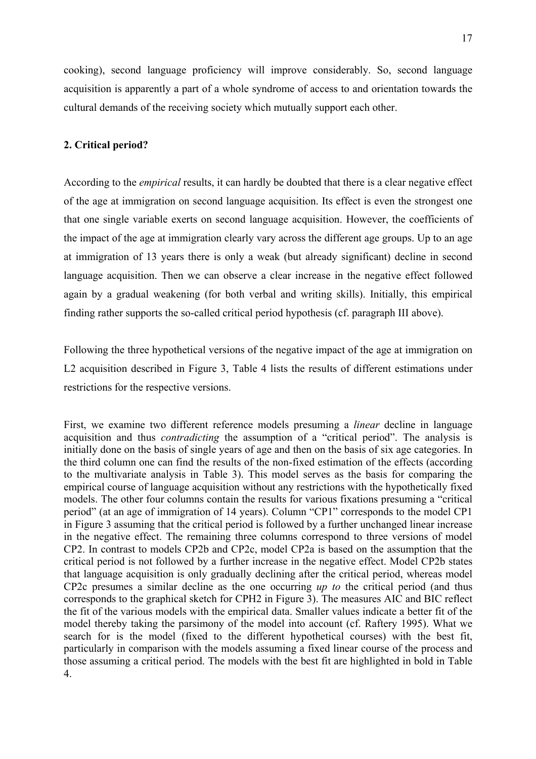cooking), second language proficiency will improve considerably. So, second language acquisition is apparently a part of a whole syndrome of access to and orientation towards the cultural demands of the receiving society which mutually support each other.

## 2. Critical period?

According to the *empirical* results, it can hardly be doubted that there is a clear negative effect of the age at immigration on second language acquisition. Its effect is even the strongest one that one single variable exerts on second language acquisition. However, the coefficients of the impact of the age at immigration clearly vary across the different age groups. Up to an age at immigration of 13 years there is only a weak (but already significant) decline in second language acquisition. Then we can observe a clear increase in the negative effect followed again by a gradual weakening (for both verbal and writing skills). Initially, this empirical finding rather supports the so-called critical period hypothesis (cf. paragraph III above).

Following the three hypothetical versions of the negative impact of the age at immigration on L2 acquisition described in Figure 3, Table 4 lists the results of different estimations under restrictions for the respective versions.

First, we examine two different reference models presuming a *linear* decline in language acquisition and thus *contradicting* the assumption of a "critical period". The analysis is initially done on the basis of single years of age and then on the basis of six age categories. In the third column one can find the results of the non-fixed estimation of the effects (according to the multivariate analysis in Table 3). This model serves as the basis for comparing the empirical course of language acquisition without any restrictions with the hypothetically fixed models. The other four columns contain the results for various fixations presuming a "critical period" (at an age of immigration of 14 years). Column "CP1" corresponds to the model CP1 in Figure 3 assuming that the critical period is followed by a further unchanged linear increase in the negative effect. The remaining three columns correspond to three versions of model CP2. In contrast to models CP2b and CP2c, model CP2a is based on the assumption that the critical period is not followed by a further increase in the negative effect. Model CP2b states that language acquisition is only gradually declining after the critical period, whereas model CP2c presumes a similar decline as the one occurring *up to* the critical period (and thus corresponds to the graphical sketch for CPH2 in Figure 3). The measures AIC and BIC reflect the fit of the various models with the empirical data. Smaller values indicate a better fit of the model thereby taking the parsimony of the model into account (cf. Raftery 1995). What we search for is the model (fixed to the different hypothetical courses) with the best fit, particularly in comparison with the models assuming a fixed linear course of the process and those assuming a critical period. The models with the best fit are highlighted in bold in Table 4.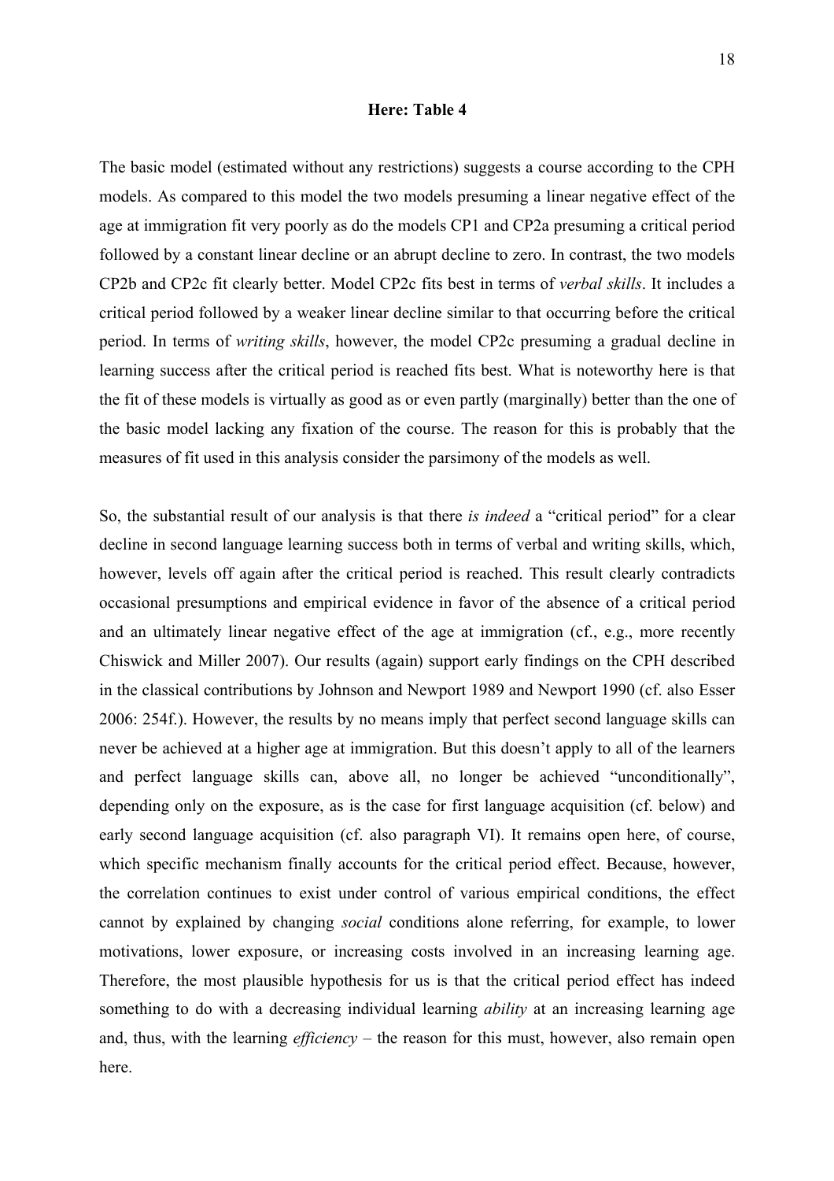**Here: Table 4**

The basic model (estimated without any restrictions) suggests a course according to the CPH models. As compared to this model the two models presuming a linear negative effect of the age at immigration fit very poorly as do the models CP1 and CP2a presuming a critical period followed by a constant linear decline or an abrupt decline to zero. In contrast, the two models CP2b and CP2c fit clearly better. Model CP2c fits best in terms of *verbal skills*. It includes a critical period followed by a weaker linear decline similar to that occurring before the critical period. In terms of *writing skills*, however, the model CP2c presuming a gradual decline in learning success after the critical period is reached fits best. What is noteworthy here is that the fit of these models is virtually as good as or even partly (marginally) better than the one of the basic model lacking any fixation of the course. The reason for this is probably that the measures of fit used in this analysis consider the parsimony of the models as well.

So, the substantial result of our analysis is that there *is indeed* a "critical period" for a clear decline in second language learning success both in terms of verbal and writing skills, which, however, levels off again after the critical period is reached. This result clearly contradicts occasional presumptions and empirical evidence in favor of the absence of a critical period and an ultimately linear negative effect of the age at immigration (cf., e.g., more recently Chiswick and Miller 2007). Our results (again) support early findings on the CPH described in the classical contributions by Johnson and Newport 1989 and Newport 1990 (cf. also Esser 2006: 254f.). However, the results by no means imply that perfect second language skills can never be achieved at a higher age at immigration. But this doesn't apply to all of the learners and perfect language skills can, above all, no longer be achieved "unconditionally", depending only on the exposure, as is the case for first language acquisition (cf. below) and early second language acquisition (cf. also paragraph VI). It remains open here, of course, which specific mechanism finally accounts for the critical period effect. Because, however, the correlation continues to exist under control of various empirical conditions, the effect cannot by explained by changing *social* conditions alone referring, for example, to lower motivations, lower exposure, or increasing costs involved in an increasing learning age. Therefore, the most plausible hypothesis for us is that the critical period effect has indeed something to do with a decreasing individual learning *ability* at an increasing learning age and, thus, with the learning *efficiency* – the reason for this must, however, also remain open here.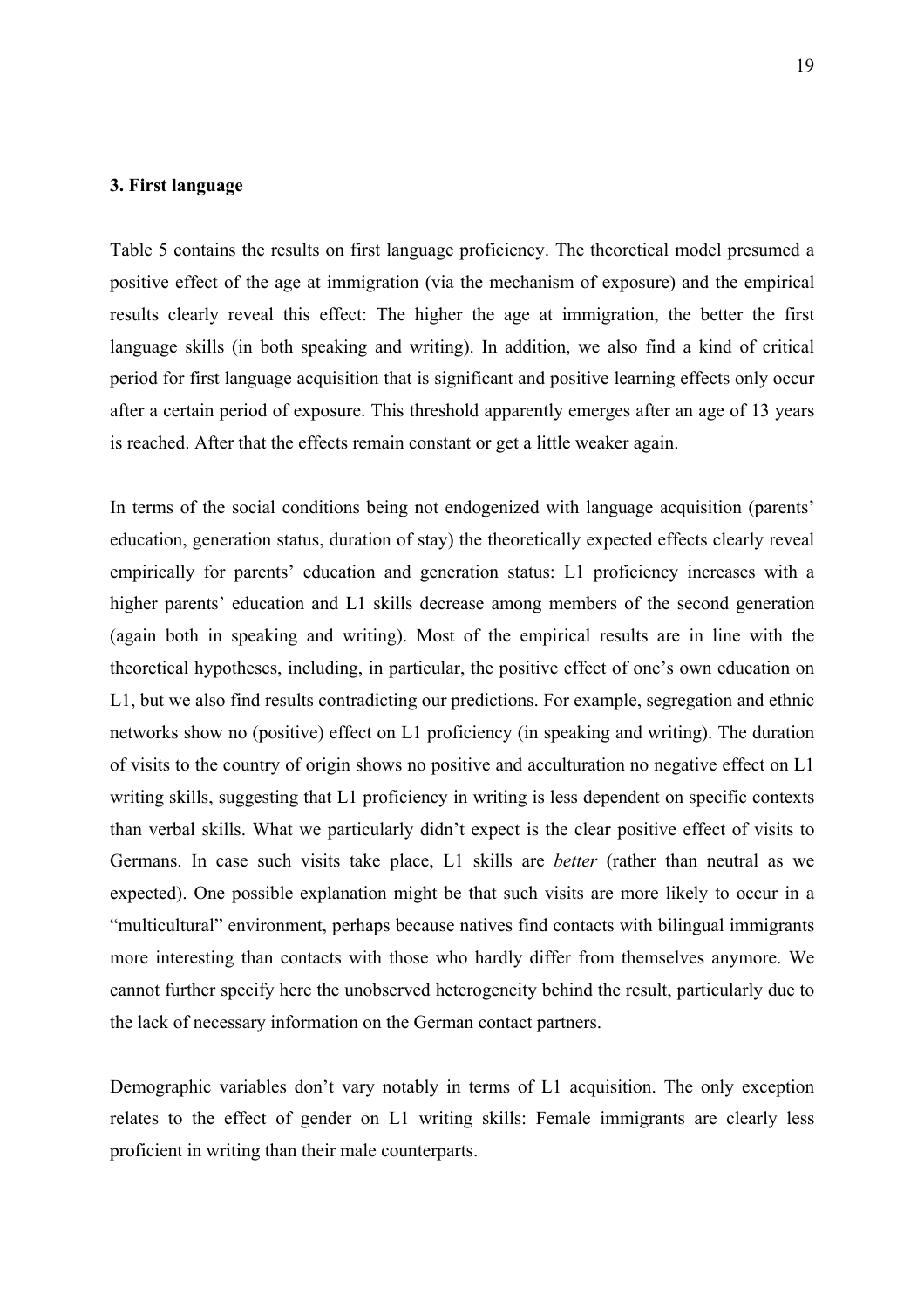### 3. First language

Table 5 contains the results on first language proficiency. The theoretical model presumed a positive effect of the age at immigration (via the mechanism of exposure) and the empirical results clearly reveal this effect: The higher the age at immigration, the better the first language skills (in both speaking and writing). In addition, we also find a kind of critical period for first language acquisition that is significant and positive learning effects only occur after a certain period of exposure. This threshold apparently emerges after an age of 13 years is reached. After that the effects remain constant or get a little weaker again.

In terms of the social conditions being not endogenized with language acquisition (parents' education, generation status, duration of stay) the theoretically expected effects clearly reveal empirically for parents' education and generation status: L1 proficiency increases with a higher parents' education and L1 skills decrease among members of the second generation (again both in speaking and writing). Most of the empirical results are in line with the theoretical hypotheses, including, in particular, the positive effect of one's own education on L1, but we also find results contradicting our predictions. For example, segregation and ethnic networks show no (positive) effect on L1 proficiency (in speaking and writing). The duration of visits to the country of origin shows no positive and acculturation no negative effect on L1 writing skills, suggesting that L1 proficiency in writing is less dependent on specific contexts than verbal skills. What we particularly didn't expect is the clear positive effect of visits to Germans. In case such visits take place, L1 skills are *better* (rather than neutral as we expected). One possible explanation might be that such visits are more likely to occur in a "multicultural" environment, perhaps because natives find contacts with bilingual immigrants more interesting than contacts with those who hardly differ from themselves anymore. We cannot further specify here the unobserved heterogeneity behind the result, particularly due to the lack of necessary information on the German contact partners.

Demographic variables don't vary notably in terms of L1 acquisition. The only exception relates to the effect of gender on L1 writing skills: Female immigrants are clearly less proficient in writing than their male counterparts.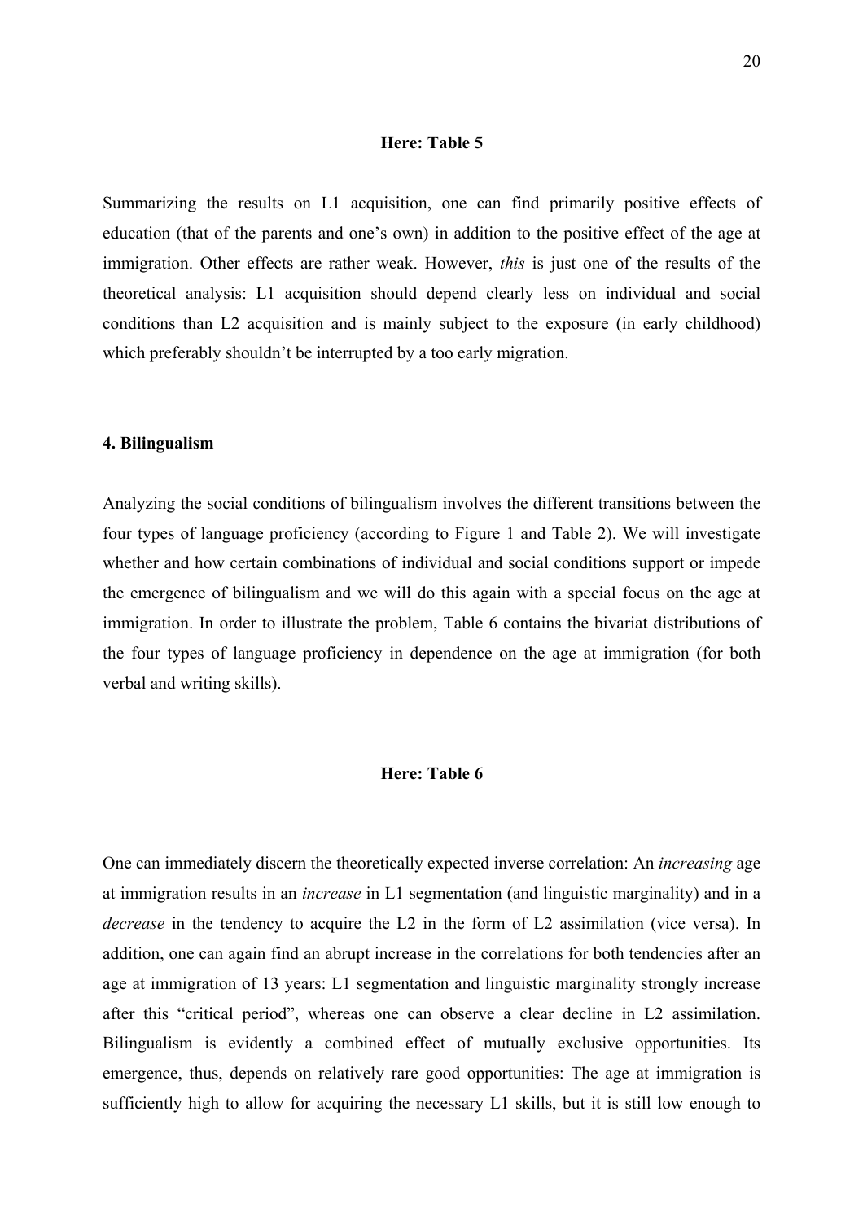**Here: Table 5**

Summarizing the results on L1 acquisition, one can find primarily positive effects of education (that of the parents and one's own) in addition to the positive effect of the age at immigration. Other effects are rather weak. However, *this* is just one of the results of the theoretical analysis: L1 acquisition should depend clearly less on individual and social conditions than L2 acquisition and is mainly subject to the exposure (in early childhood) which preferably shouldn't be interrupted by a too early migration.

## 4. Bilingualism

Analyzing the social conditions of bilingualism involves the different transitions between the four types of language proficiency (according to Figure 1 and Table 2). We will investigate whether and how certain combinations of individual and social conditions support or impede the emergence of bilingualism and we will do this again with a special focus on the age at immigration. In order to illustrate the problem, Table 6 contains the bivariat distributions of the four types of language proficiency in dependence on the age at immigration (for both verbal and writing skills).

**Here: Table 6**

One can immediately discern the theoretically expected inverse correlation: An *increasing* age at immigration results in an *increase* in L1 segmentation (and linguistic marginality) and in a *decrease* in the tendency to acquire the L2 in the form of L2 assimilation (vice versa). In addition, one can again find an abrupt increase in the correlations for both tendencies after an age at immigration of 13 years: L1 segmentation and linguistic marginality strongly increase after this "critical period", whereas one can observe a clear decline in L2 assimilation. Bilingualism is evidently a combined effect of mutually exclusive opportunities. Its emergence, thus, depends on relatively rare good opportunities: The age at immigration is sufficiently high to allow for acquiring the necessary L1 skills, but it is still low enough to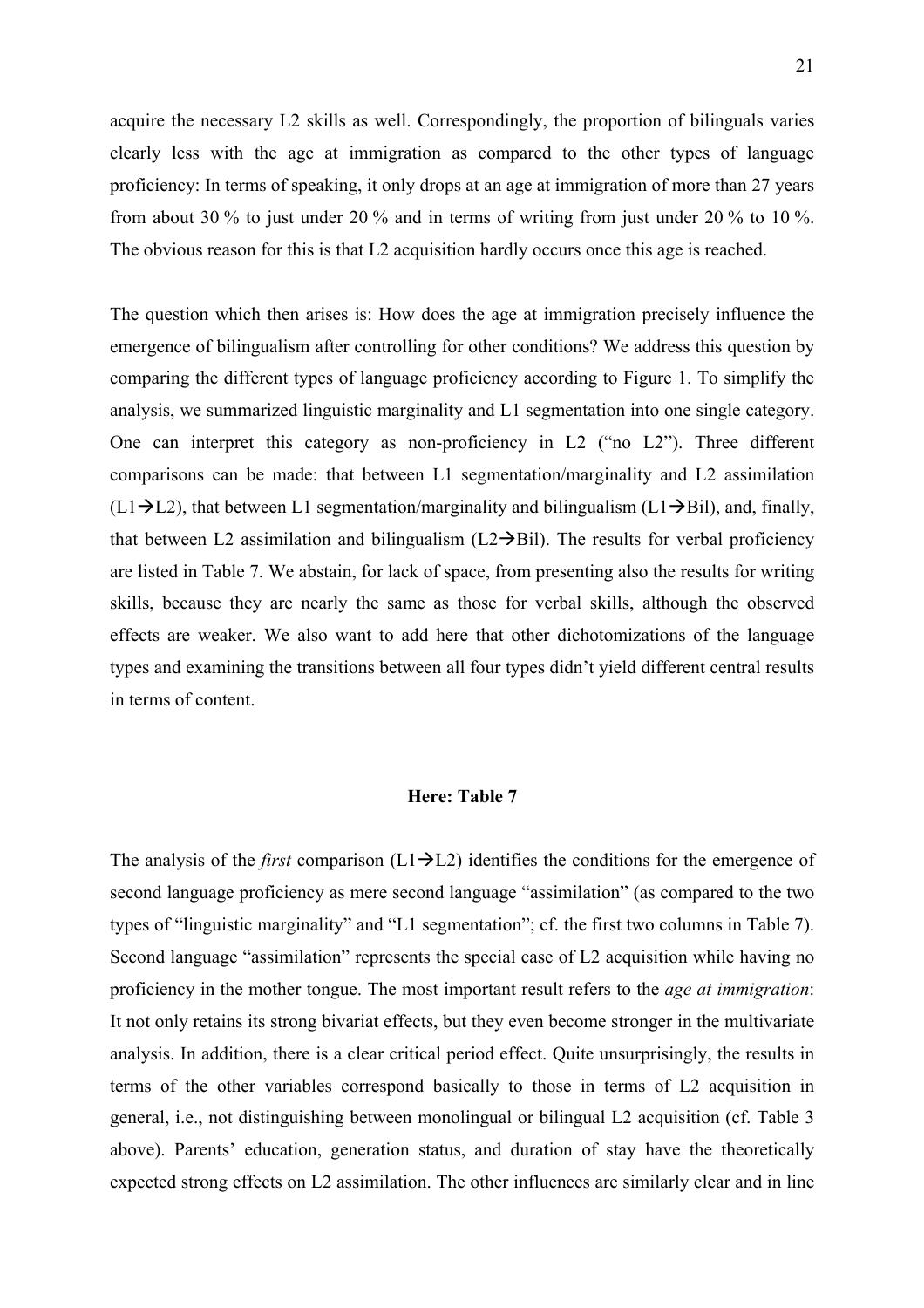acquire the necessary L2 skills as well. Correspondingly, the proportion of bilinguals varies clearly less with the age at immigration as compared to the other types of language proficiency: In terms of speaking, it only drops at an age at immigration of more than 27 years from about 30 % to just under 20 % and in terms of writing from just under 20 % to 10 %. The obvious reason for this is that L2 acquisition hardly occurs once this age is reached.

The question which then arises is: How does the age at immigration precisely influence the emergence of bilingualism after controlling for other conditions? We address this question by comparing the different types of language proficiency according to Figure 1. To simplify the analysis, we summarized linguistic marginality and L1 segmentation into one single category. One can interpret this category as non-proficiency in L2 ("no L2"). Three different comparisons can be made: that between L1 segmentation/marginality and L2 assimilation (L1→L2), that between L1 segmentation/marginality and bilingualism (L1→Bil), and, finally, that between L2 assimilation and bilingualism (L2→Bil). The results for verbal proficiency are listed in Table 7. We abstain, for lack of space, from presenting also the results for writing skills, because they are nearly the same as those for verbal skills, although the observed effects are weaker. We also want to add here that other dichotomizations of the language types and examining the transitions between all four types didn't yield different central results in terms of content.

**Here: Table 7**

The analysis of the *first* comparison (L1→L2) identifies the conditions for the emergence of second language proficiency as mere second language "assimilation" (as compared to the two types of "linguistic marginality" and "L1 segmentation"; cf. the first two columns in Table 7). Second language "assimilation" represents the special case of L2 acquisition while having no proficiency in the mother tongue. The most important result refers to the *age at immigration*: It not only retains its strong bivariat effects, but they even become stronger in the multivariate analysis. In addition, there is a clear critical period effect. Quite unsurprisingly, the results in terms of the other variables correspond basically to those in terms of L2 acquisition in general, i.e., not distinguishing between monolingual or bilingual L2 acquisition (cf. Table 3 above). Parents' education, generation status, and duration of stay have the theoretically expected strong effects on L2 assimilation. The other influences are similarly clear and in line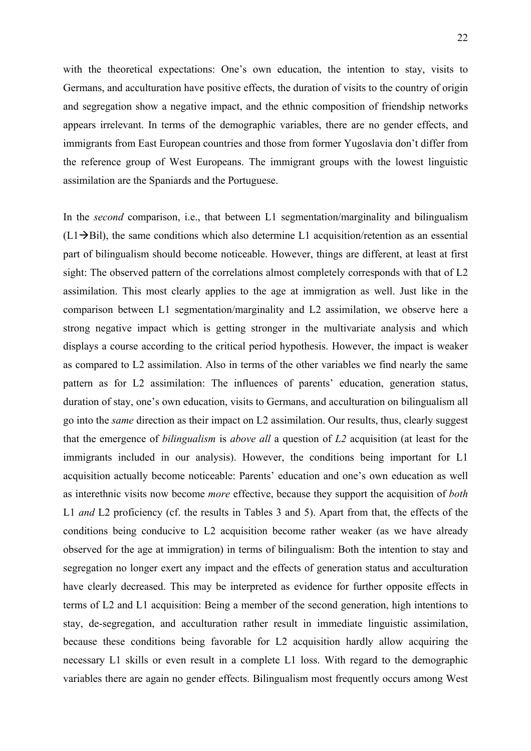with the theoretical expectations: One's own education, the intention to stay, visits to Germans, and acculturation have positive effects, the duration of visits to the country of origin and segregation show a negative impact, and the ethnic composition of friendship networks appears irrelevant. In terms of the demographic variables, there are no gender effects, and immigrants from East European countries and those from former Yugoslavia don't differ from the reference group of West Europeans. The immigrant groups with the lowest linguistic assimilation are the Spaniards and the Portuguese.

In the *second* comparison, i.e., that between L1 segmentation/marginality and bilingualism (L1→Bil), the same conditions which also determine L1 acquisition/retention as an essential part of bilingualism should become noticeable. However, things are different, at least at first sight: The observed pattern of the correlations almost completely corresponds with that of L2 assimilation. This most clearly applies to the age at immigration as well. Just like in the comparison between L1 segmentation/marginality and L2 assimilation, we observe here a strong negative impact which is getting stronger in the multivariate analysis and which displays a course according to the critical period hypothesis. However, the impact is weaker as compared to L2 assimilation. Also in terms of the other variables we find nearly the same pattern as for L2 assimilation: The influences of parents' education, generation status, duration of stay, one's own education, visits to Germans, and acculturation on bilingualism all go into the *same* direction as their impact on L2 assimilation. Our results, thus, clearly suggest that the emergence of *bilingualism* is *above all* a question of *L2* acquisition (at least for the immigrants included in our analysis). However, the conditions being important for L1 acquisition actually become noticeable: Parents' education and one's own education as well as interethnic visits now become *more* effective, because they support the acquisition of *both* L1 *and* L2 proficiency (cf. the results in Tables 3 and 5). Apart from that, the effects of the conditions being conducive to L2 acquisition become rather weaker (as we have already observed for the age at immigration) in terms of bilingualism: Both the intention to stay and segregation no longer exert any impact and the effects of generation status and acculturation have clearly decreased. This may be interpreted as evidence for further opposite effects in terms of L2 and L1 acquisition: Being a member of the second generation, high intentions to stay, de-segregation, and acculturation rather result in immediate linguistic assimilation, because these conditions being favorable for L2 acquisition hardly allow acquiring the necessary L1 skills or even result in a complete L1 loss. With regard to the demographic variables there are again no gender effects. Bilingualism most frequently occurs among West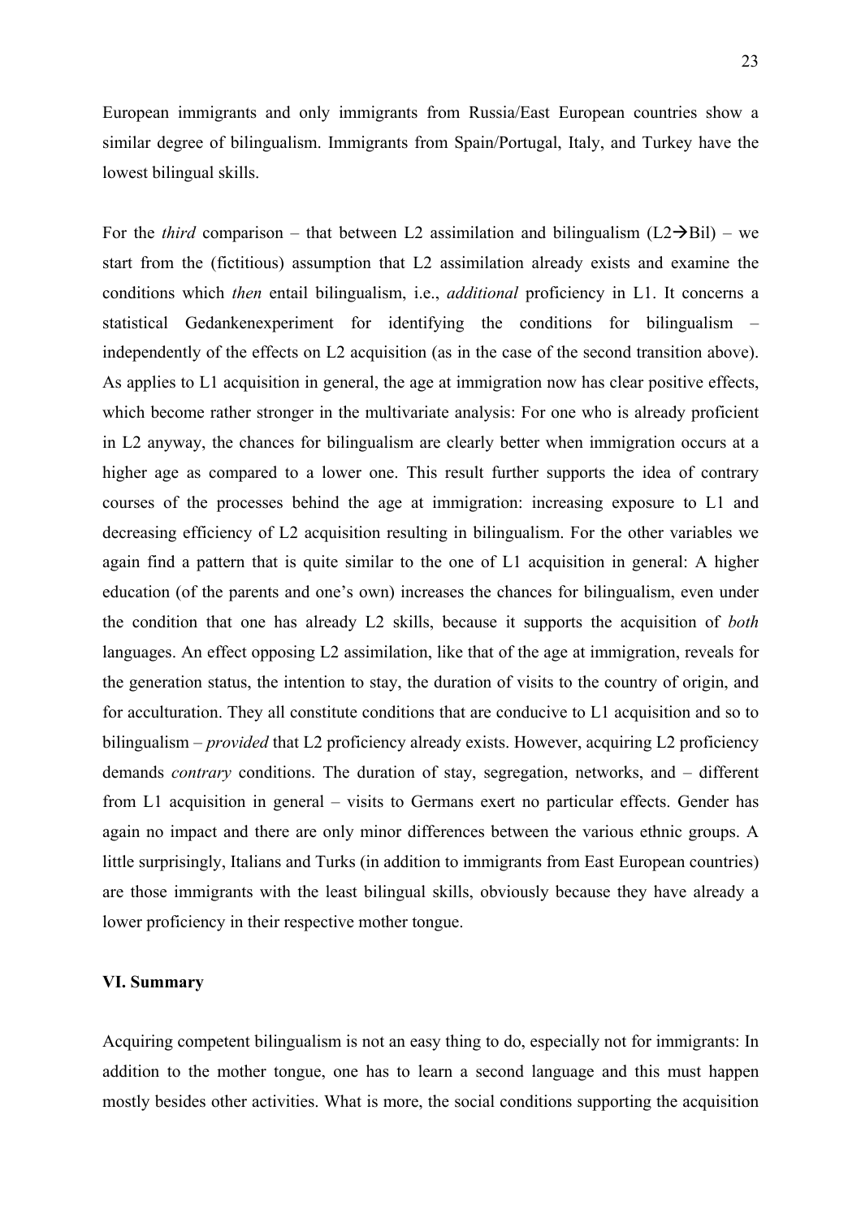European immigrants and only immigrants from Russia/East European countries show a similar degree of bilingualism. Immigrants from Spain/Portugal, Italy, and Turkey have the lowest bilingual skills.

For the *third* comparison – that between L2 assimilation and bilingualism (L2→Bil) – we start from the (fictitious) assumption that L2 assimilation already exists and examine the conditions which *then* entail bilingualism, i.e., *additional* proficiency in L1. It concerns a statistical Gedankenexperiment for identifying the conditions for bilingualism – independently of the effects on L2 acquisition (as in the case of the second transition above). As applies to L1 acquisition in general, the age at immigration now has clear positive effects, which become rather stronger in the multivariate analysis: For one who is already proficient in L2 anyway, the chances for bilingualism are clearly better when immigration occurs at a higher age as compared to a lower one. This result further supports the idea of contrary courses of the processes behind the age at immigration: increasing exposure to L1 and decreasing efficiency of L2 acquisition resulting in bilingualism. For the other variables we again find a pattern that is quite similar to the one of L1 acquisition in general: A higher education (of the parents and one's own) increases the chances for bilingualism, even under the condition that one has already L2 skills, because it supports the acquisition of *both* languages. An effect opposing L2 assimilation, like that of the age at immigration, reveals for the generation status, the intention to stay, the duration of visits to the country of origin, and for acculturation. They all constitute conditions that are conducive to L1 acquisition and so to bilingualism – *provided* that L2 proficiency already exists. However, acquiring L2 proficiency demands *contrary* conditions. The duration of stay, segregation, networks, and – different from L1 acquisition in general – visits to Germans exert no particular effects. Gender has again no impact and there are only minor differences between the various ethnic groups. A little surprisingly, Italians and Turks (in addition to immigrants from East European countries) are those immigrants with the least bilingual skills, obviously because they have already a lower proficiency in their respective mother tongue.

## VI. Summary

Acquiring competent bilingualism is not an easy thing to do, especially not for immigrants: In addition to the mother tongue, one has to learn a second language and this must happen mostly besides other activities. What is more, the social conditions supporting the acquisition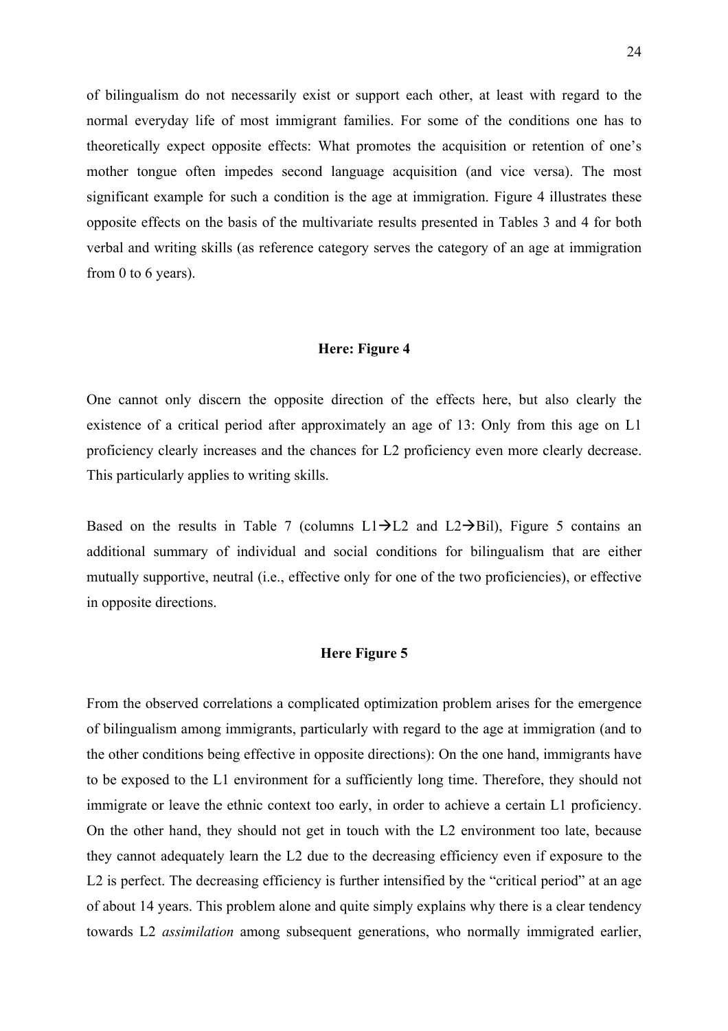of bilingualism do not necessarily exist or support each other, at least with regard to the normal everyday life of most immigrant families. For some of the conditions one has to theoretically expect opposite effects: What promotes the acquisition or retention of one's mother tongue often impedes second language acquisition (and vice versa). The most significant example for such a condition is the age at immigration. Figure 4 illustrates these opposite effects on the basis of the multivariate results presented in Tables 3 and 4 for both verbal and writing skills (as reference category serves the category of an age at immigration from 0 to 6 years).

**Here: Figure 4**

One cannot only discern the opposite direction of the effects here, but also clearly the existence of a critical period after approximately an age of 13: Only from this age on L1 proficiency clearly increases and the chances for L2 proficiency even more clearly decrease. This particularly applies to writing skills.

Based on the results in Table 7 (columns L1→L2 and L2→Bil), Figure 5 contains an additional summary of individual and social conditions for bilingualism that are either mutually supportive, neutral (i.e., effective only for one of the two proficiencies), or effective in opposite directions.

**Here Figure 5**

From the observed correlations a complicated optimization problem arises for the emergence of bilingualism among immigrants, particularly with regard to the age at immigration (and to the other conditions being effective in opposite directions): On the one hand, immigrants have to be exposed to the L1 environment for a sufficiently long time. Therefore, they should not immigrate or leave the ethnic context too early, in order to achieve a certain L1 proficiency. On the other hand, they should not get in touch with the L2 environment too late, because they cannot adequately learn the L2 due to the decreasing efficiency even if exposure to the L2 is perfect. The decreasing efficiency is further intensified by the "critical period" at an age of about 14 years. This problem alone and quite simply explains why there is a clear tendency towards L2 *assimilation* among subsequent generations, who normally immigrated earlier,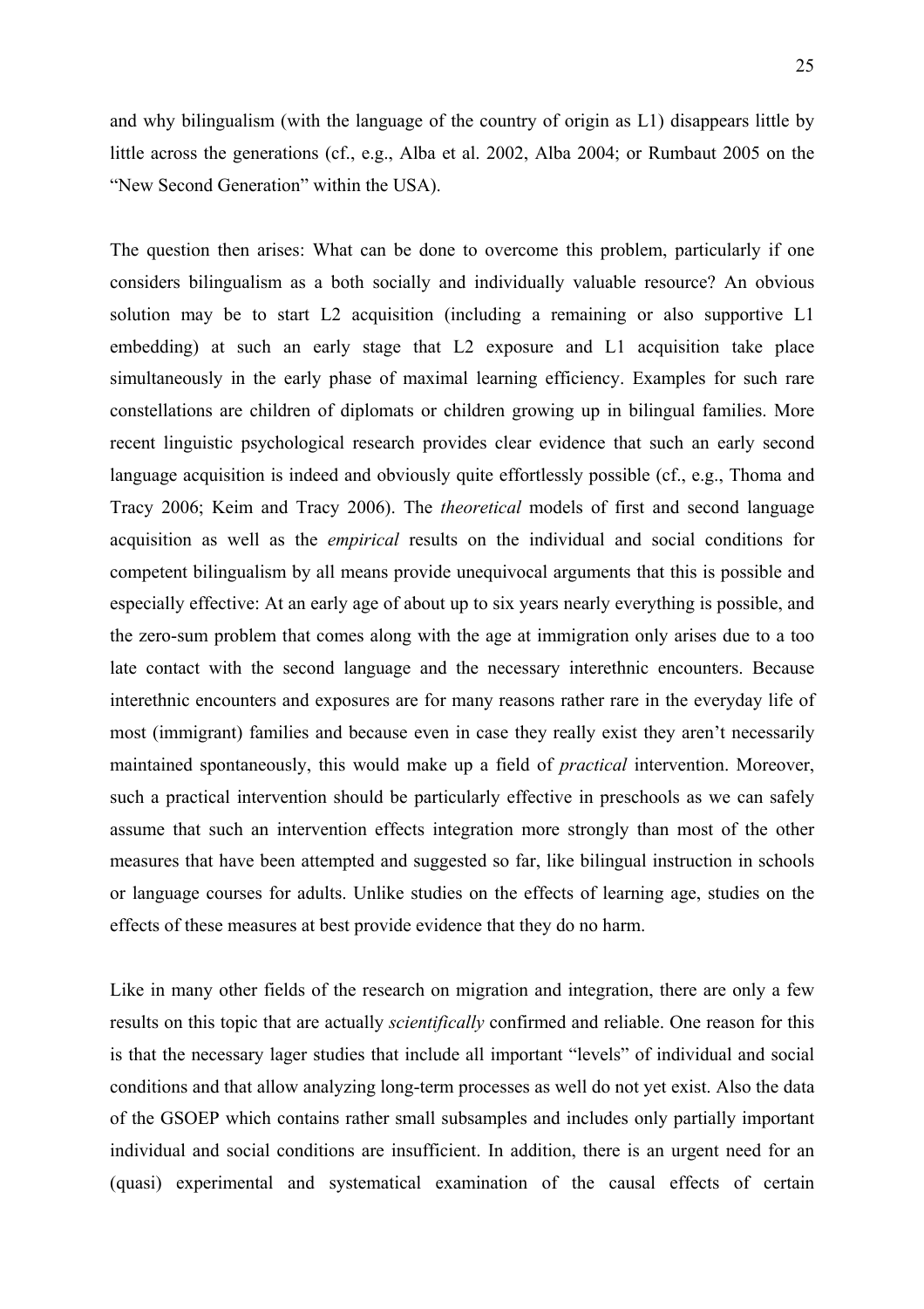and why bilingualism (with the language of the country of origin as L1) disappears little by little across the generations (cf., e.g., Alba et al. 2002, Alba 2004; or Rumbaut 2005 on the "New Second Generation" within the USA).

The question then arises: What can be done to overcome this problem, particularly if one considers bilingualism as a both socially and individually valuable resource? An obvious solution may be to start L2 acquisition (including a remaining or also supportive L1 embedding) at such an early stage that L2 exposure and L1 acquisition take place simultaneously in the early phase of maximal learning efficiency. Examples for such rare constellations are children of diplomats or children growing up in bilingual families. More recent linguistic psychological research provides clear evidence that such an early second language acquisition is indeed and obviously quite effortlessly possible (cf., e.g., Thoma and Tracy 2006; Keim and Tracy 2006). The *theoretical* models of first and second language acquisition as well as the *empirical* results on the individual and social conditions for competent bilingualism by all means provide unequivocal arguments that this is possible and especially effective: At an early age of about up to six years nearly everything is possible, and the zero-sum problem that comes along with the age at immigration only arises due to a too late contact with the second language and the necessary interethnic encounters. Because interethnic encounters and exposures are for many reasons rather rare in the everyday life of most (immigrant) families and because even in case they really exist they aren't necessarily maintained spontaneously, this would make up a field of *practical* intervention. Moreover, such a practical intervention should be particularly effective in preschools as we can safely assume that such an intervention effects integration more strongly than most of the other measures that have been attempted and suggested so far, like bilingual instruction in schools or language courses for adults. Unlike studies on the effects of learning age, studies on the effects of these measures at best provide evidence that they do no harm.

Like in many other fields of the research on migration and integration, there are only a few results on this topic that are actually *scientifically* confirmed and reliable. One reason for this is that the necessary lager studies that include all important "levels" of individual and social conditions and that allow analyzing long-term processes as well do not yet exist. Also the data of the GSOEP which contains rather small subsamples and includes only partially important individual and social conditions are insufficient. In addition, there is an urgent need for an (quasi) experimental and systematical examination of the causal effects of certain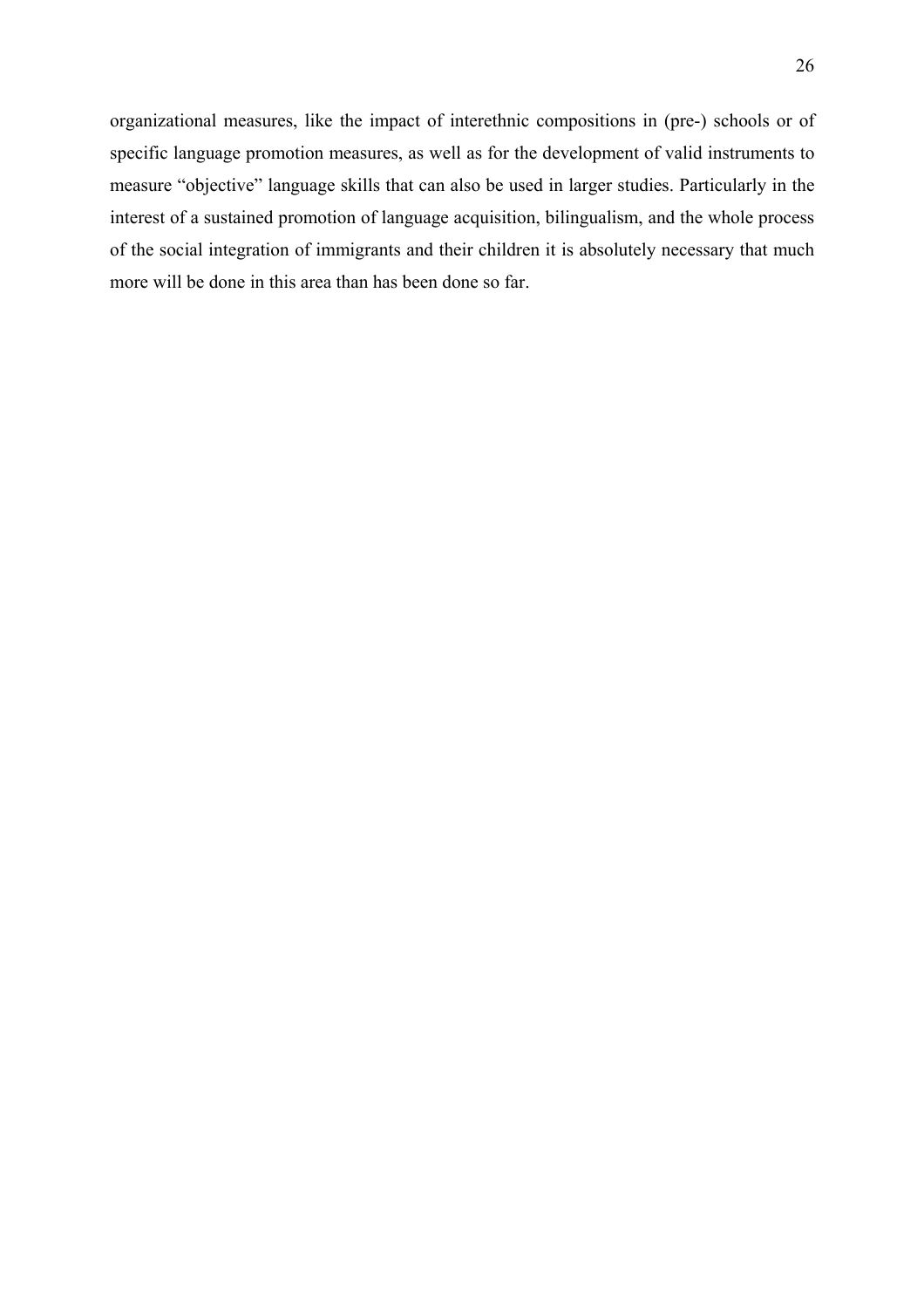organizational measures, like the impact of interethnic compositions in (pre-) schools or of specific language promotion measures, as well as for the development of valid instruments to measure "objective" language skills that can also be used in larger studies. Particularly in the interest of a sustained promotion of language acquisition, bilingualism, and the whole process of the social integration of immigrants and their children it is absolutely necessary that much more will be done in this area than has been done so far.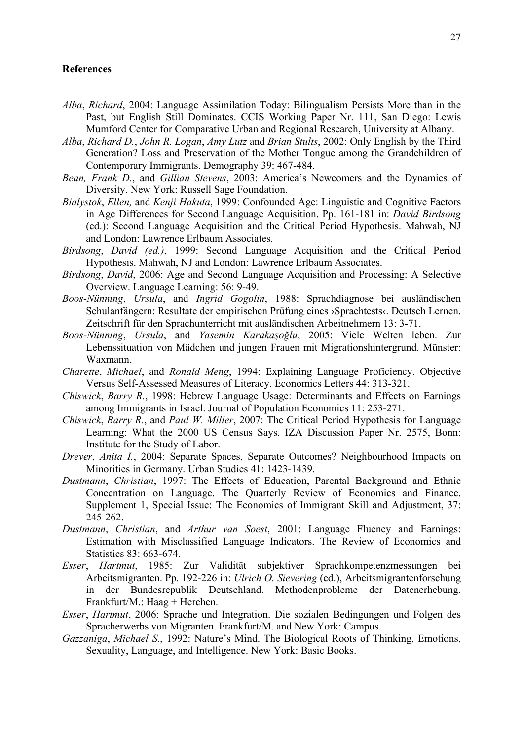**References**

*Alba*, *Richard*, 2004: Language Assimilation Today: Bilingualism Persists More than in the Past, but English Still Dominates. CCIS Working Paper Nr. 111, San Diego: Lewis Mumford Center for Comparative Urban and Regional Research, University at Albany.

*Alba*, *Richard D.*, *John R. Logan*, *Amy Lutz* and *Brian Stults*, 2002: Only English by the Third Generation? Loss and Preservation of the Mother Tongue among the Grandchildren of Contemporary Immigrants. Demography 39: 467-484.

*Bean, Frank D.*, and *Gillian Stevens*, 2003: America's Newcomers and the Dynamics of Diversity. New York: Russell Sage Foundation.

*Bialystok*, *Ellen,* and *Kenji Hakuta*, 1999: Confounded Age: Linguistic and Cognitive Factors in Age Differences for Second Language Acquisition. Pp. 161-181 in: *David Birdsong* (ed.): Second Language Acquisition and the Critical Period Hypothesis. Mahwah, NJ and London: Lawrence Erlbaum Associates.

*Birdsong*, *David (ed.)*, 1999: Second Language Acquisition and the Critical Period Hypothesis. Mahwah, NJ and London: Lawrence Erlbaum Associates.

*Birdsong*, *David*, 2006: Age and Second Language Acquisition and Processing: A Selective Overview. Language Learning: 56: 9-49.

*Boos-Nünning*, *Ursula*, and *Ingrid Gogolin*, 1988: Sprachdiagnose bei ausländischen Schulanfängern: Resultate der empirischen Prüfung eines ›Sprachtests‹. Deutsch Lernen. Zeitschrift für den Sprachunterricht mit ausländischen Arbeitnehmern 13: 3-71.

*Boos-Nünning*, *Ursula*, and *Yasemin Karakaşoğlu*, 2005: Viele Welten leben. Zur Lebenssituation von Mädchen und jungen Frauen mit Migrationshintergrund. Münster: Waxmann.

*Charette*, *Michael*, and *Ronald Meng*, 1994: Explaining Language Proficiency. Objective Versus Self-Assessed Measures of Literacy. Economics Letters 44: 313-321.

*Chiswick*, *Barry R.*, 1998: Hebrew Language Usage: Determinants and Effects on Earnings among Immigrants in Israel. Journal of Population Economics 11: 253-271.

*Chiswick*, *Barry R.*, and *Paul W. Miller*, 2007: The Critical Period Hypothesis for Language Learning: What the 2000 US Census Says. IZA Discussion Paper Nr. 2575, Bonn: Institute for the Study of Labor.

*Drever*, *Anita I.*, 2004: Separate Spaces, Separate Outcomes? Neighbourhood Impacts on Minorities in Germany. Urban Studies 41: 1423-1439.

*Dustmann*, *Christian*, 1997: The Effects of Education, Parental Background and Ethnic Concentration on Language. The Quarterly Review of Economics and Finance. Supplement 1, Special Issue: The Economics of Immigrant Skill and Adjustment, 37: 245-262.

*Dustmann*, *Christian*, and *Arthur van Soest*, 2001: Language Fluency and Earnings: Estimation with Misclassified Language Indicators. The Review of Economics and Statistics 83: 663-674.

*Esser*, *Hartmut*, 1985: Zur Validität subjektiver Sprachkompetenzmessungen bei Arbeitsmigranten. Pp. 192-226 in: *Ulrich O. Sievering* (ed.), Arbeitsmigrantenforschung in der Bundesrepublik Deutschland. Methodenprobleme der Datenerhebung. Frankfurt/M.: Haag + Herchen.

*Esser*, *Hartmut*, 2006: Sprache und Integration. Die sozialen Bedingungen und Folgen des Spracherwerbs von Migranten. Frankfurt/M. and New York: Campus.

*Gazzaniga*, *Michael S.*, 1992: Nature's Mind. The Biological Roots of Thinking, Emotions, Sexuality, Language, and Intelligence. New York: Basic Books.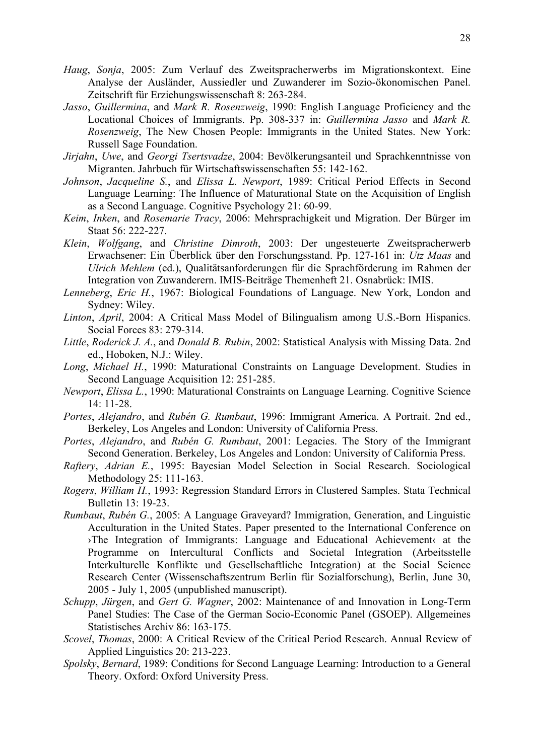*Haug*, *Sonja*, 2005: Zum Verlauf des Zweitspracherwerbs im Migrationskontext. Eine Analyse der Ausländer, Aussiedler und Zuwanderer im Sozio-ökonomischen Panel. Zeitschrift für Erziehungswissenschaft 8: 263-284.

*Jasso*, *Guillermina*, and *Mark R. Rosenzweig*, 1990: English Language Proficiency and the Locational Choices of Immigrants. Pp. 308-337 in: *Guillermina Jasso* and *Mark R. Rosenzweig*, The New Chosen People: Immigrants in the United States. New York: Russell Sage Foundation.

*Jirjahn*, *Uwe*, and *Georgi Tsertsvadze*, 2004: Bevölkerungsanteil und Sprachkenntnisse von Migranten. Jahrbuch für Wirtschaftswissenschaften 55: 142-162.

*Johnson*, *Jacqueline S.*, and *Elissa L. Newport*, 1989: Critical Period Effects in Second Language Learning: The Influence of Maturational State on the Acquisition of English as a Second Language. Cognitive Psychology 21: 60-99.

*Keim*, *Inken*, and *Rosemarie Tracy*, 2006: Mehrsprachigkeit und Migration. Der Bürger im Staat 56: 222-227.

*Klein*, *Wolfgang*, and *Christine Dimroth*, 2003: Der ungesteuerte Zweitspracherwerb Erwachsener: Ein Überblick über den Forschungsstand. Pp. 127-161 in: *Utz Maas* and *Ulrich Mehlem* (ed.), Qualitätsanforderungen für die Sprachförderung im Rahmen der Integration von Zuwanderern. IMIS-Beiträge Themenheft 21. Osnabrück: IMIS.

*Lenneberg*, *Eric H.*, 1967: Biological Foundations of Language. New York, London and Sydney: Wiley.

*Linton*, *April*, 2004: A Critical Mass Model of Bilingualism among U.S.-Born Hispanics. Social Forces 83: 279-314.

*Little*, *Roderick J. A.*, and *Donald B. Rubin*, 2002: Statistical Analysis with Missing Data. 2nd ed., Hoboken, N.J.: Wiley.

*Long*, *Michael H.*, 1990: Maturational Constraints on Language Development. Studies in Second Language Acquisition 12: 251-285.

*Newport*, *Elissa L.*, 1990: Maturational Constraints on Language Learning. Cognitive Science 14: 11-28.

*Portes*, *Alejandro*, and *Rubén G. Rumbaut*, 1996: Immigrant America. A Portrait. 2nd ed., Berkeley, Los Angeles and London: University of California Press.

*Portes*, *Alejandro*, and *Rubén G. Rumbaut*, 2001: Legacies. The Story of the Immigrant Second Generation. Berkeley, Los Angeles and London: University of California Press.

*Raftery*, *Adrian E.*, 1995: Bayesian Model Selection in Social Research. Sociological Methodology 25: 111-163.

*Rogers*, *William H.*, 1993: Regression Standard Errors in Clustered Samples. Stata Technical Bulletin 13: 19-23.

*Rumbaut*, *Rubén G.*, 2005: A Language Graveyard? Immigration, Generation, and Linguistic Acculturation in the United States. Paper presented to the International Conference on ›The Integration of Immigrants: Language and Educational Achievement‹ at the Programme on Intercultural Conflicts and Societal Integration (Arbeitsstelle Interkulturelle Konflikte und Gesellschaftliche Integration) at the Social Science Research Center (Wissenschaftszentrum Berlin für Sozialforschung), Berlin, June 30, 2005 - July 1, 2005 (unpublished manuscript).

*Schupp*, *Jürgen*, and *Gert G. Wagner*, 2002: Maintenance of and Innovation in Long-Term Panel Studies: The Case of the German Socio-Economic Panel (GSOEP). Allgemeines Statistisches Archiv 86: 163-175.

*Scovel*, *Thomas*, 2000: A Critical Review of the Critical Period Research. Annual Review of Applied Linguistics 20: 213-223.

*Spolsky*, *Bernard*, 1989: Conditions for Second Language Learning: Introduction to a General Theory. Oxford: Oxford University Press.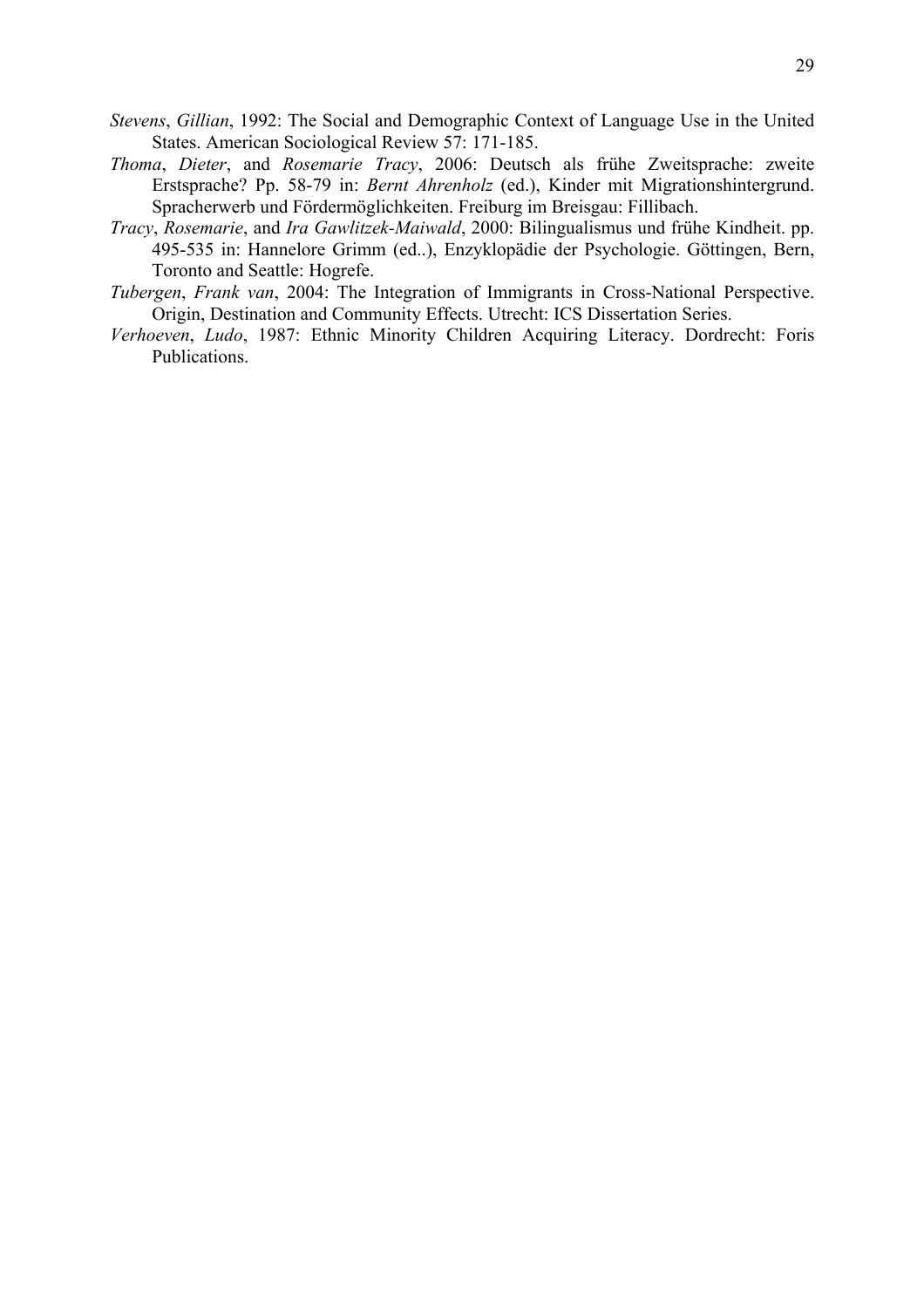*Stevens*, *Gillian*, 1992: The Social and Demographic Context of Language Use in the United States. American Sociological Review 57: 171-185.

*Thoma*, *Dieter*, and *Rosemarie Tracy*, 2006: Deutsch als frühe Zweitsprache: zweite Erstsprache? Pp. 58-79 in: *Bernt Ahrenholz* (ed.), Kinder mit Migrationshintergrund. Spracherwerb und Fördermöglichkeiten. Freiburg im Breisgau: Fillibach.

*Tracy*, *Rosemarie*, and *Ira Gawlitzek-Maiwald*, 2000: Bilingualismus und frühe Kindheit. pp. 495-535 in: Hannelore Grimm (ed..), Enzyklopädie der Psychologie. Göttingen, Bern, Toronto and Seattle: Hogrefe.

*Tubergen*, *Frank van*, 2004: The Integration of Immigrants in Cross-National Perspective. Origin, Destination and Community Effects. Utrecht: ICS Dissertation Series.

*Verhoeven*, *Ludo*, 1987: Ethnic Minority Children Acquiring Literacy. Dordrecht: Foris Publications.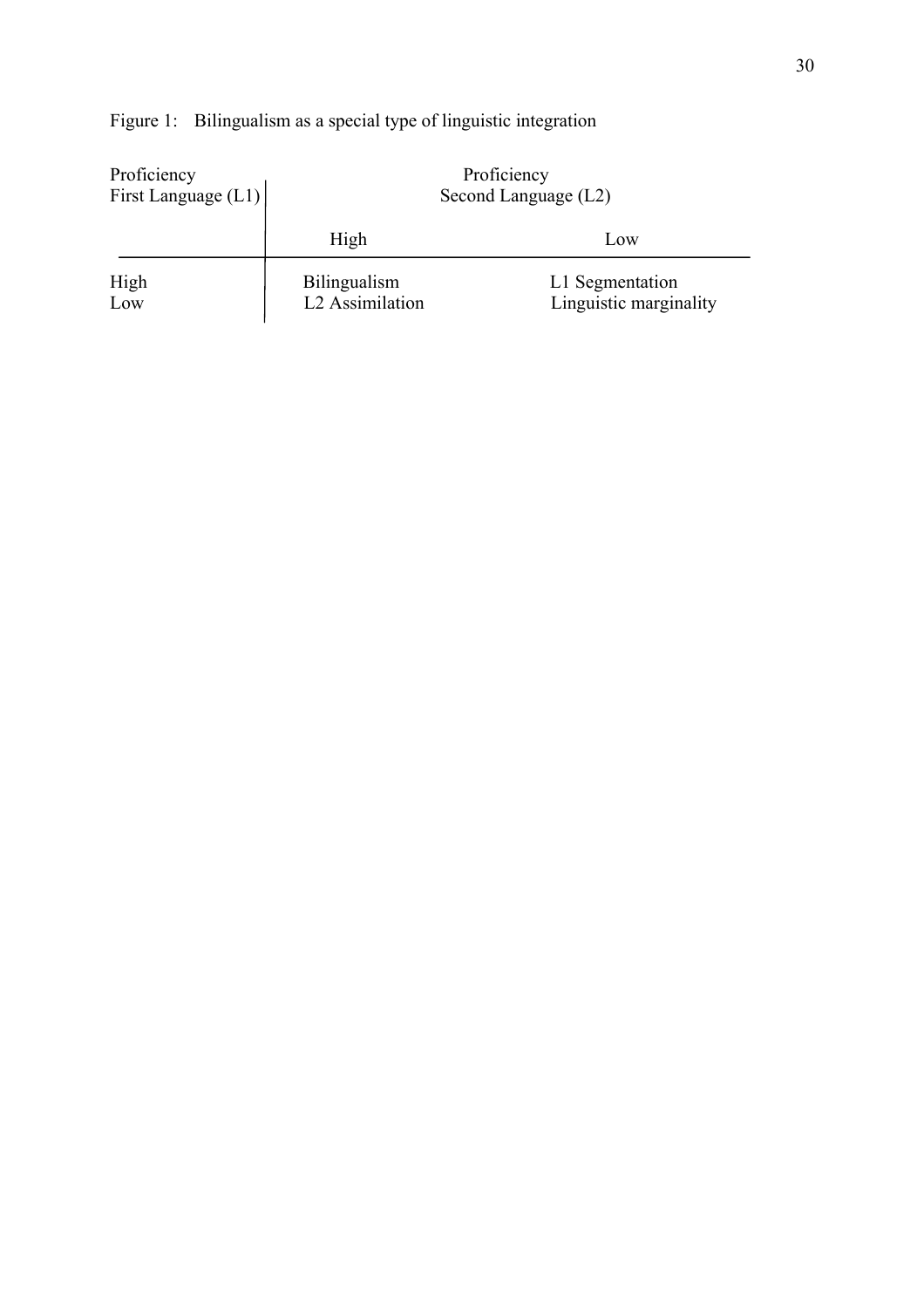Figure 1: Bilingualism as a special type of linguistic integration

| Proficiency First Language (L1) | Proficiency Second Language (L2) | |
|---|---|---|
| | High | Low |
| High | Bilingualism | L1 Segmentation |
| Low | L2 Assimilation | Linguistic marginality |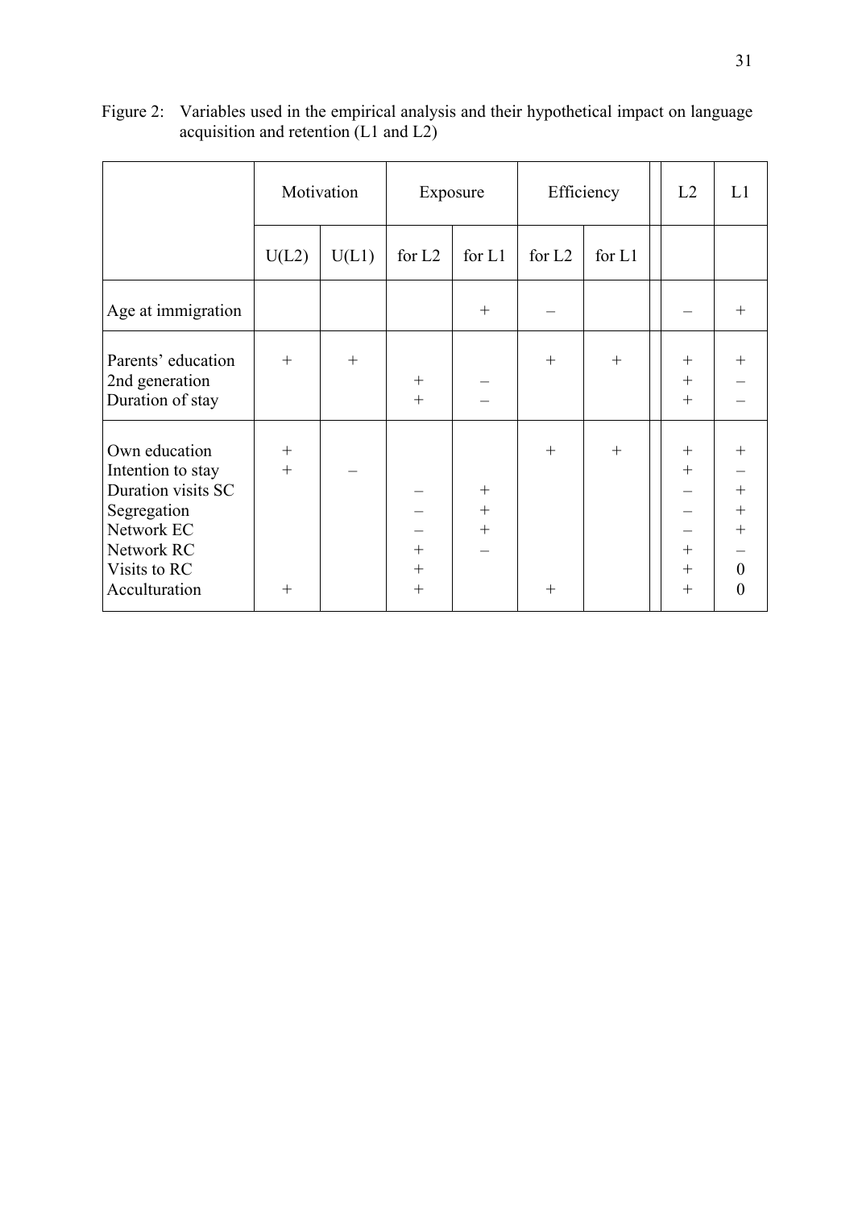Figure 2: Variables used in the empirical analysis and their hypothetical impact on language acquisition and retention (L1 and L2)

| | Motivation | | Exposure | | Efficiency | | L2 | L1 |
|---|---|---|---|---|---|---|---|---|
| | U(L2) | U(L1) | for L2 | for L1 | for L2 | for L1 | | |
| Age at immigration | | | | + | – | | – | + |
| Parents' education | + | + | | | + | + | + | + |
| 2nd generation | | | + | – | | | + | – |
| Duration of stay | | | + | – | | | + | – |
| Own education | + | | | | + | + | + | + |
| Intention to stay | + | – | | | | | + | – |
| Duration visits SC | | | – | + | | | – | + |
| Segregation | | | – | + | | | – | + |
| Network EC | | | – | + | | | – | + |
| Network RC | | | + | – | | | + | – |
| Visits to RC | | | + | | | | + | 0 |
| Acculturation | + | | + | | + | | + | 0 |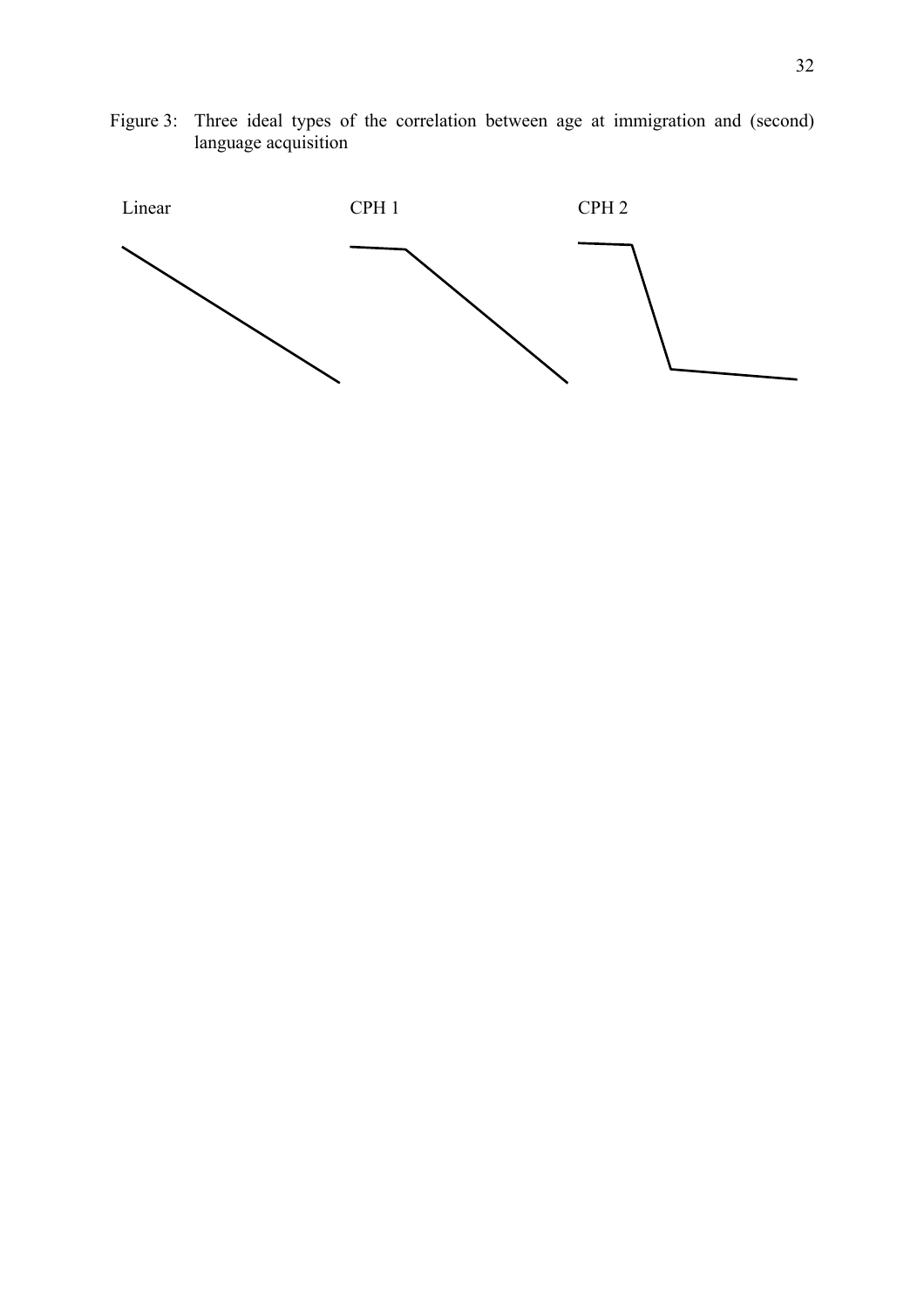Figure 3: Three ideal types of the correlation between age at immigration and (second) language acquisition

Linear

CPH 1

CPH 2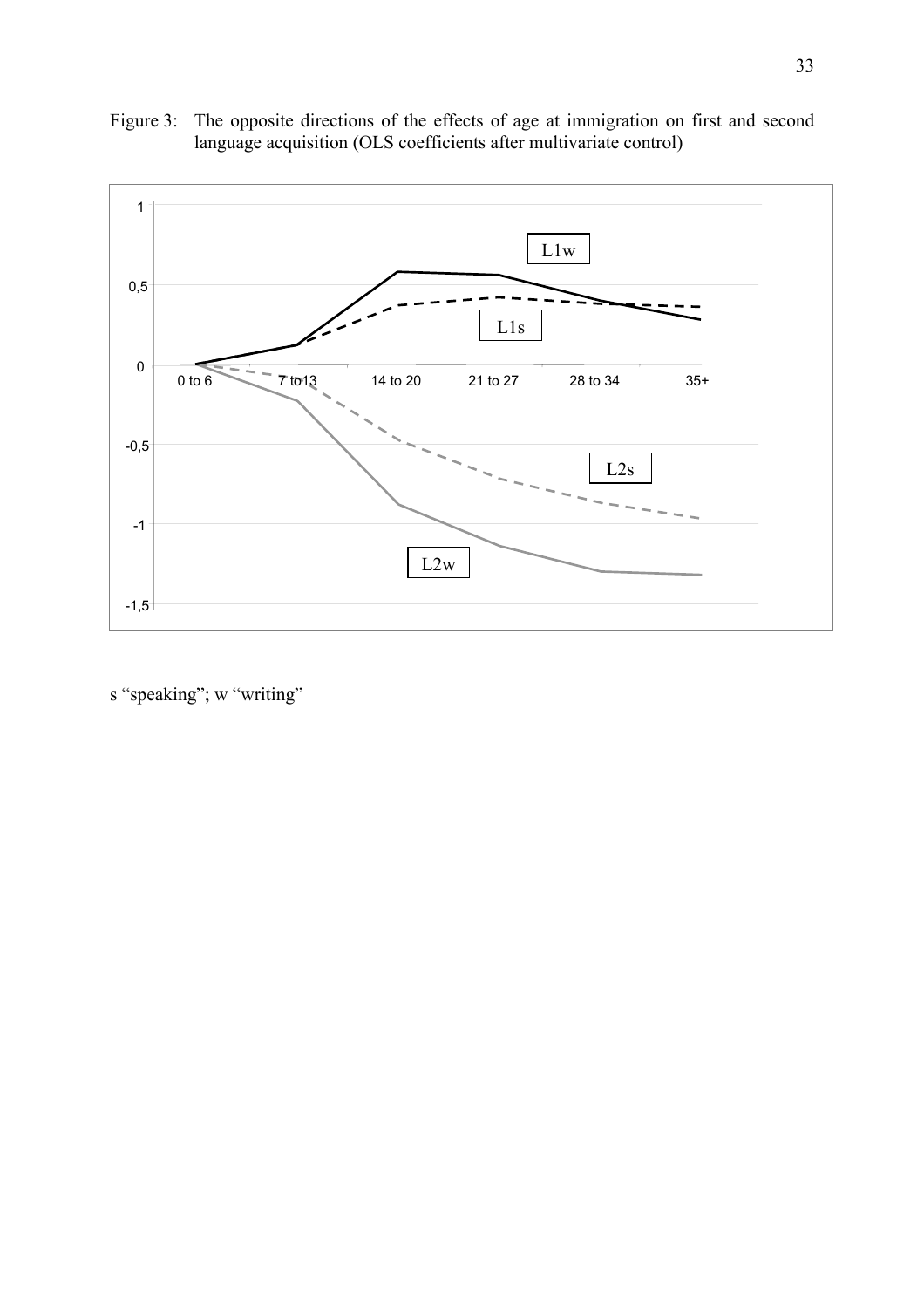Figure 3: The opposite directions of the effects of age at immigration on first and second language acquisition (OLS coefficients after multivariate control)

s "speaking"; w "writing"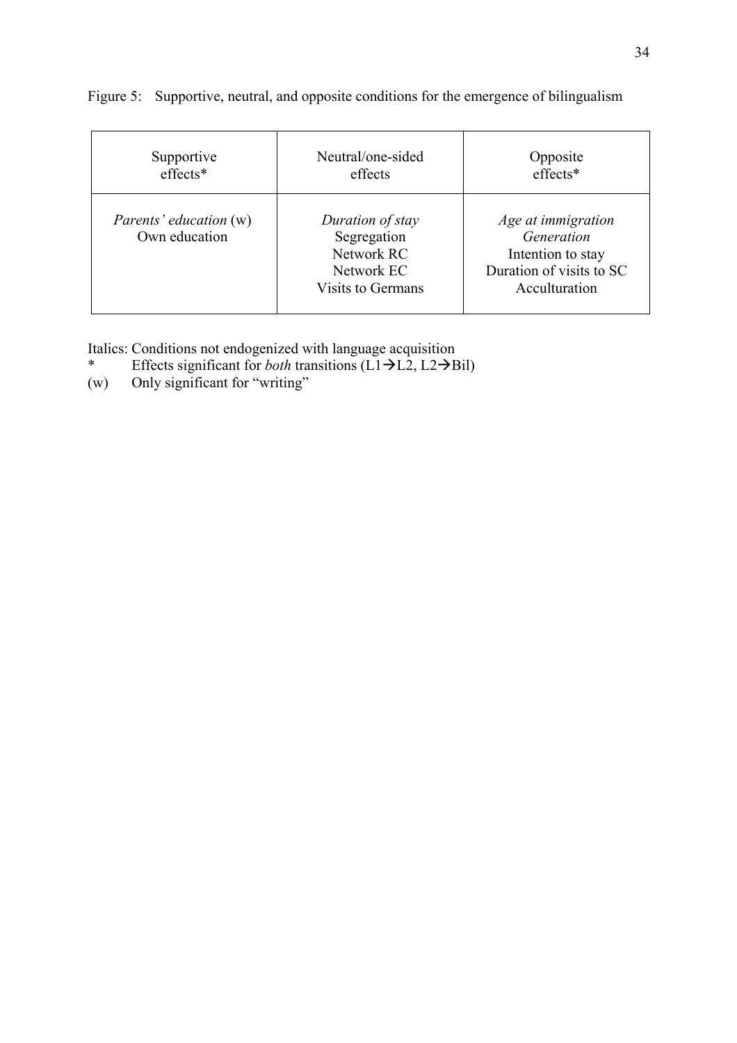Figure 5: Supportive, neutral, and opposite conditions for the emergence of bilingualism

| Supportive effects* | Neutral/one-sided effects | Opposite effects* |
| --- | --- | --- |
| *Parents' education* (w)<br>Own education | *Duration of stay*<br>Segregation<br>Network RC<br>Network EC<br>Visits to Germans | *Age at immigration*<br>*Generation*<br>Intention to stay<br>Duration of visits to SC<br>Acculturation |

Italics: Conditions not endogenized with language acquisition

\* Effects significant for *both* transitions (L1→L2, L2→Bil)

(w) Only significant for "writing"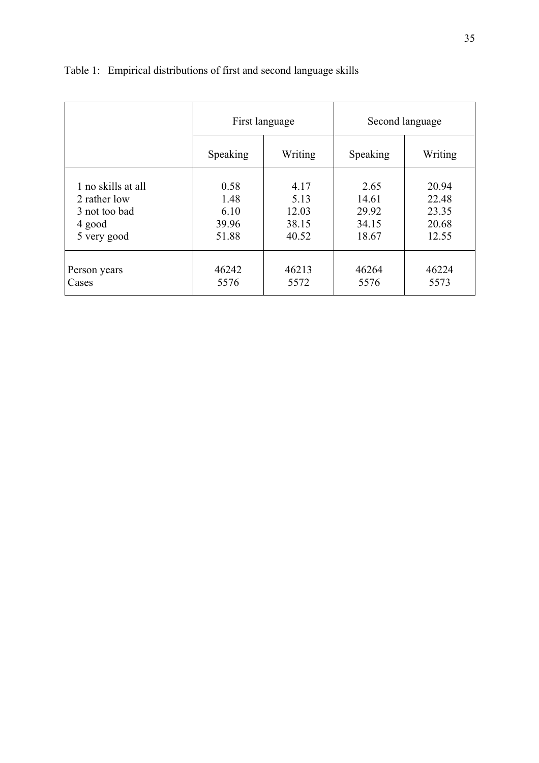Table 1: Empirical distributions of first and second language skills

| | First language | | Second language | |
|---|---|---|---|---|
| | Speaking | Writing | Speaking | Writing |
| 1 no skills at all | 0.58 | 4.17 | 2.65 | 20.94 |
| 2 rather low | 1.48 | 5.13 | 14.61 | 22.48 |
| 3 not too bad | 6.10 | 12.03 | 29.92 | 23.35 |
| 4 good | 39.96 | 38.15 | 34.15 | 20.68 |
| 5 very good | 51.88 | 40.52 | 18.67 | 12.55 |
| Person years | 46242 | 46213 | 46264 | 46224 |
| Cases | 5576 | 5572 | 5576 | 5573 |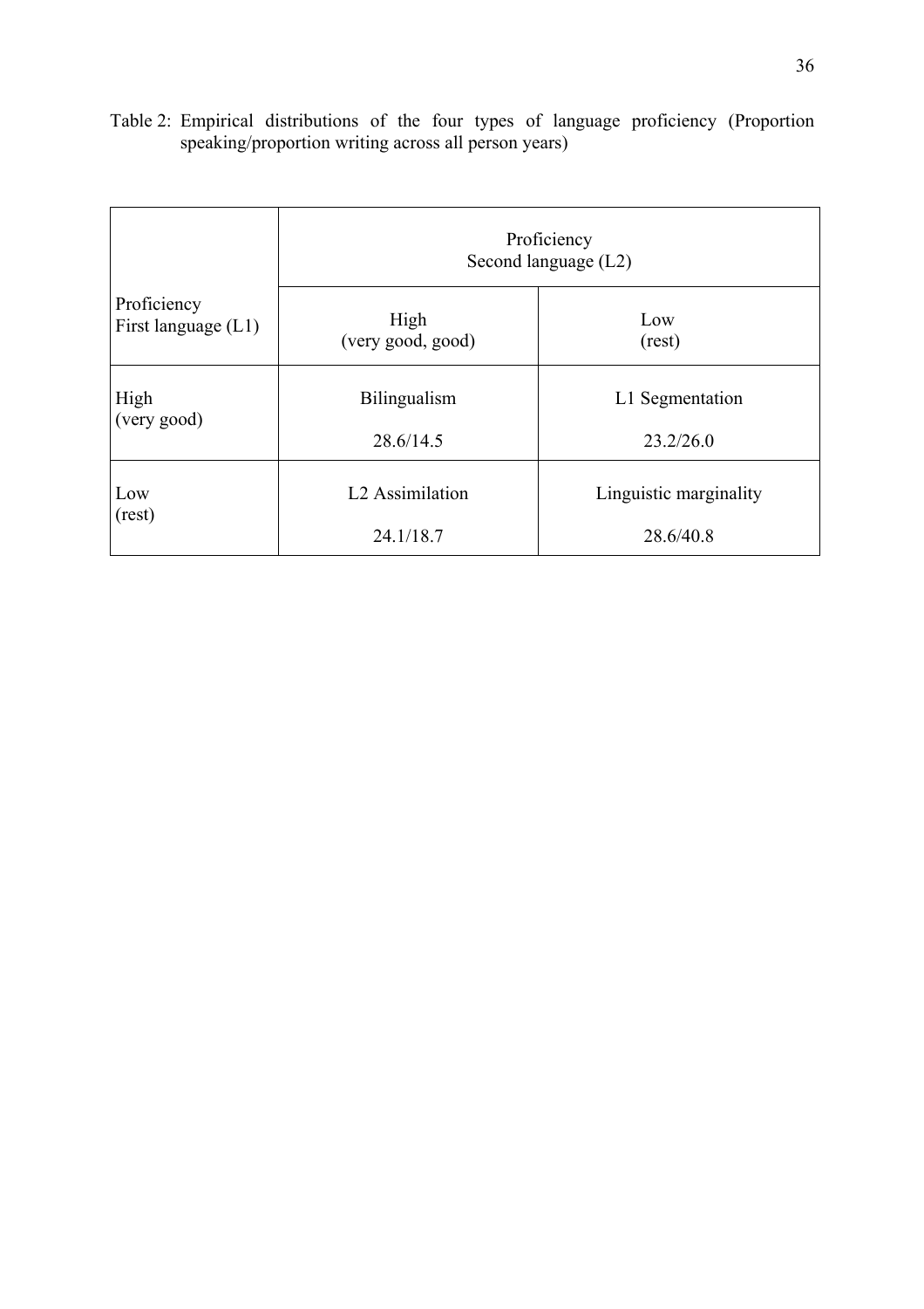Table 2: Empirical distributions of the four types of language proficiency (Proportion speaking/proportion writing across all person years)

| Proficiency First language (L1) | Proficiency Second language (L2) | |
|---|---|---|
| | High (very good, good) | Low (rest) |
| High (very good) | Bilingualism 28.6/14.5 | L1 Segmentation 23.2/26.0 |
| Low (rest) | L2 Assimilation 24.1/18.7 | Linguistic marginality 28.6/40.8 |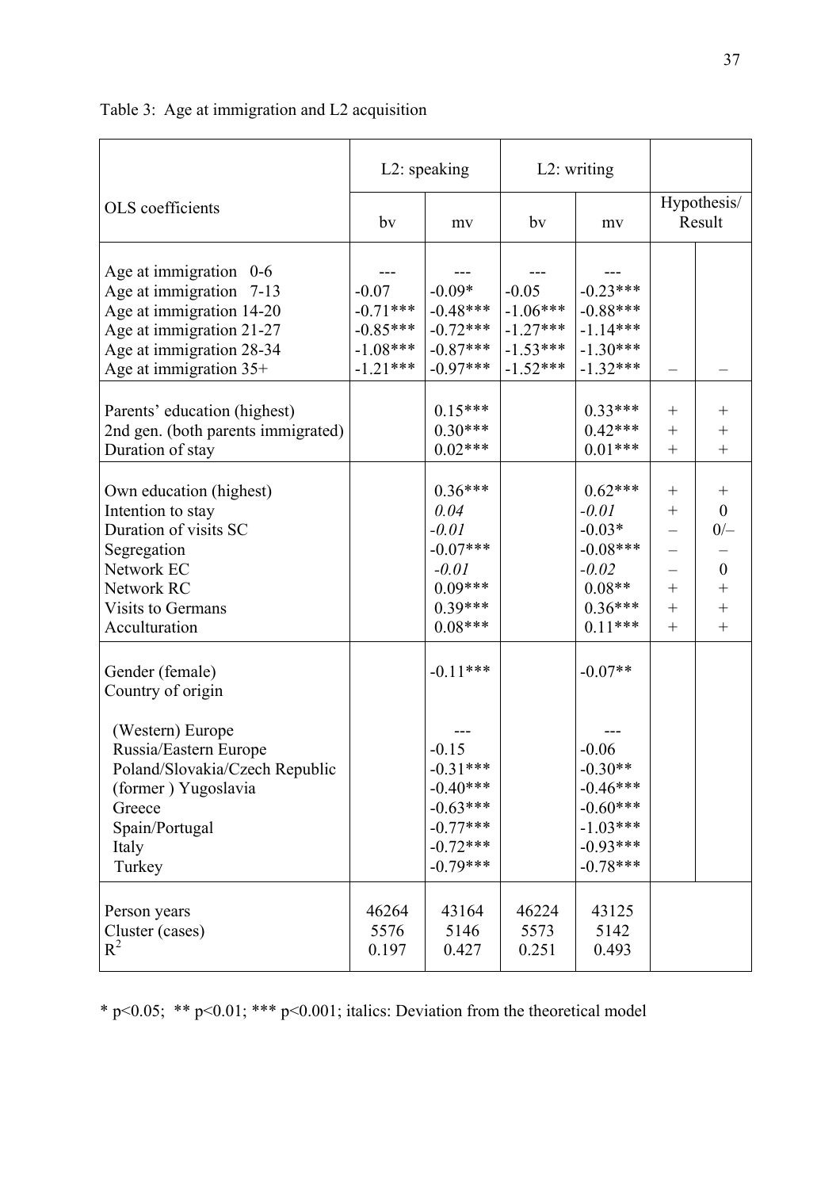Table 3: Age at immigration and L2 acquisition

| OLS coefficients | L2: speaking | | L2: writing | | Hypothesis/ Result | |
|---|---|---|---|---|---|---|
| | bv | mv | bv | mv | | |
| Age at immigration 0-6 | --- | --- | --- | --- | | |
| Age at immigration 7-13 | -0.07 | -0.09* | -0.05 | -0.23*** | | |
| Age at immigration 14-20 | -0.71*** | -0.48*** | -1.06*** | -0.88*** | | |
| Age at immigration 21-27 | -0.85*** | -0.72*** | -1.27*** | -1.14*** | | |
| Age at immigration 28-34 | -1.08*** | -0.87*** | -1.53*** | -1.30*** | | |
| Age at immigration 35+ | -1.21*** | -0.97*** | -1.52*** | -1.32*** | – | – |
| Parents' education (highest) | | 0.15*** | | 0.33*** | + | + |
| 2nd gen. (both parents immigrated) | | 0.30*** | | 0.42*** | + | + |
| Duration of stay | | 0.02*** | | 0.01*** | + | + |
| Own education (highest) | | 0.36*** | | 0.62*** | + | + |
| Intention to stay | | *0.04* | | *-0.01* | + | 0 |
| Duration of visits SC | | *-0.01* | | -0.03* | – | 0/– |
| Segregation | | -0.07*** | | -0.08*** | – | – |
| Network EC | | *-0.01* | | *-0.02* | – | 0 |
| Network RC | | 0.09*** | | 0.08** | + | + |
| Visits to Germans | | 0.39*** | | 0.36*** | + | + |
| Acculturation | | 0.08*** | | 0.11*** | + | + |
| Gender (female) | | -0.11*** | | -0.07** | | |
| Country of origin | | | | | | |
| (Western) Europe | | --- | | --- | | |
| Russia/Eastern Europe | | -0.15 | | -0.06 | | |
| Poland/Slovakia/Czech Republic | | -0.31*** | | -0.30** | | |
| (former ) Yugoslavia | | -0.40*** | | -0.46*** | | |
| Greece | | -0.63*** | | -0.60*** | | |
| Spain/Portugal | | -0.77*** | | -1.03*** | | |
| Italy | | -0.72*** | | -0.93*** | | |
| Turkey | | -0.79*** | | -0.78*** | | |
| Person years | 46264 | 43164 | 46224 | 43125 | | |
| Cluster (cases) | 5576 | 5146 | 5573 | 5142 | | |
| $R^2$ | 0.197 | 0.427 | 0.251 | 0.493 | | |

* $p<0.05$; ** $p<0.01$; *** $p<0.001$; italics: Deviation from the theoretical model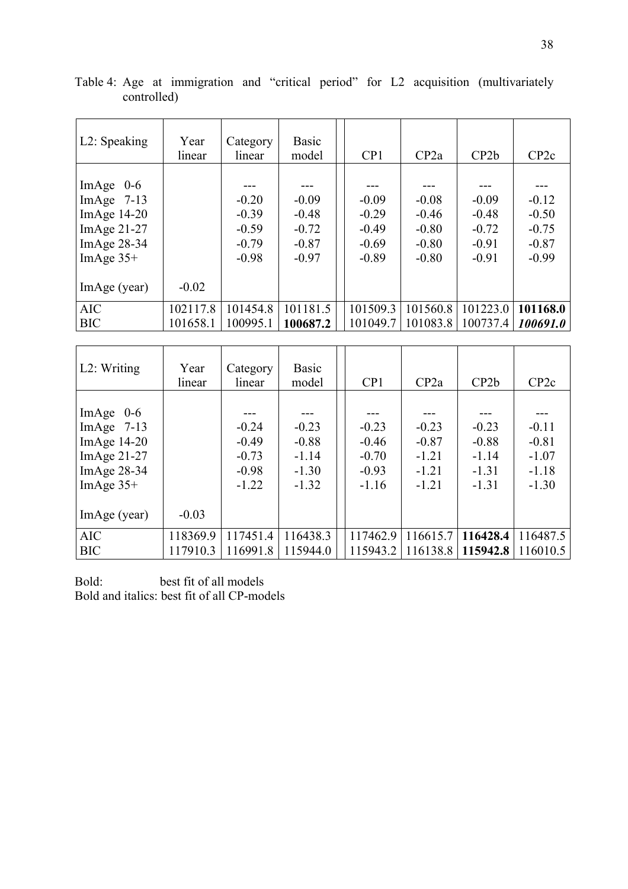Table 4: Age at immigration and "critical period" for L2 acquisition (multivariately controlled)

| L2: Speaking | Year linear | Category linear | Basic model | | CP1 | CP2a | CP2b | CP2c |
|---|---|---|---|---|---|---|---|---|
| ImAge 0-6 | | --- | --- | | --- | --- | --- | --- |
| ImAge 7-13 | | -0.20 | -0.09 | | -0.09 | -0.08 | -0.09 | -0.12 |
| ImAge 14-20 | | -0.39 | -0.48 | | -0.29 | -0.46 | -0.48 | -0.50 |
| ImAge 21-27 | | -0.59 | -0.72 | | -0.49 | -0.80 | -0.72 | -0.75 |
| ImAge 28-34 | | -0.79 | -0.87 | | -0.69 | -0.80 | -0.91 | -0.87 |
| ImAge 35+ | | -0.98 | -0.97 | | -0.89 | -0.80 | -0.91 | -0.99 |
| ImAge (year) | -0.02 | | | | | | | |
| AIC | 102117.8 | 101454.8 | 101181.5 | | 101509.3 | 101560.8 | 101223.0 | **101168.0** |
| BIC | 101658.1 | 100995.1 | **100687.2** | | 101049.7 | 101083.8 | 100737.4 | ***100691.0*** |

| L2: Writing | Year linear | Category linear | Basic model | | CP1 | CP2a | CP2b | CP2c |
|---|---|---|---|---|---|---|---|---|
| ImAge 0-6 | | --- | --- | | --- | --- | --- | --- |
| ImAge 7-13 | | -0.24 | -0.23 | | -0.23 | -0.23 | -0.23 | -0.11 |
| ImAge 14-20 | | -0.49 | -0.88 | | -0.46 | -0.87 | -0.88 | -0.81 |
| ImAge 21-27 | | -0.73 | -1.14 | | -0.70 | -1.21 | -1.14 | -1.07 |
| ImAge 28-34 | | -0.98 | -1.30 | | -0.93 | -1.21 | -1.31 | -1.18 |
| ImAge 35+ | | -1.22 | -1.32 | | -1.16 | -1.21 | -1.31 | -1.30 |
| ImAge (year) | -0.03 | | | | | | | |
| AIC | 118369.9 | 117451.4 | 116438.3 | | 117462.9 | 116615.7 | **116428.4** | 116487.5 |
| BIC | 117910.3 | 116991.8 | 115944.0 | | 115943.2 | 116138.8 | **115942.8** | 116010.5 |

Bold: best fit of all models
Bold and italics: best fit of all CP-models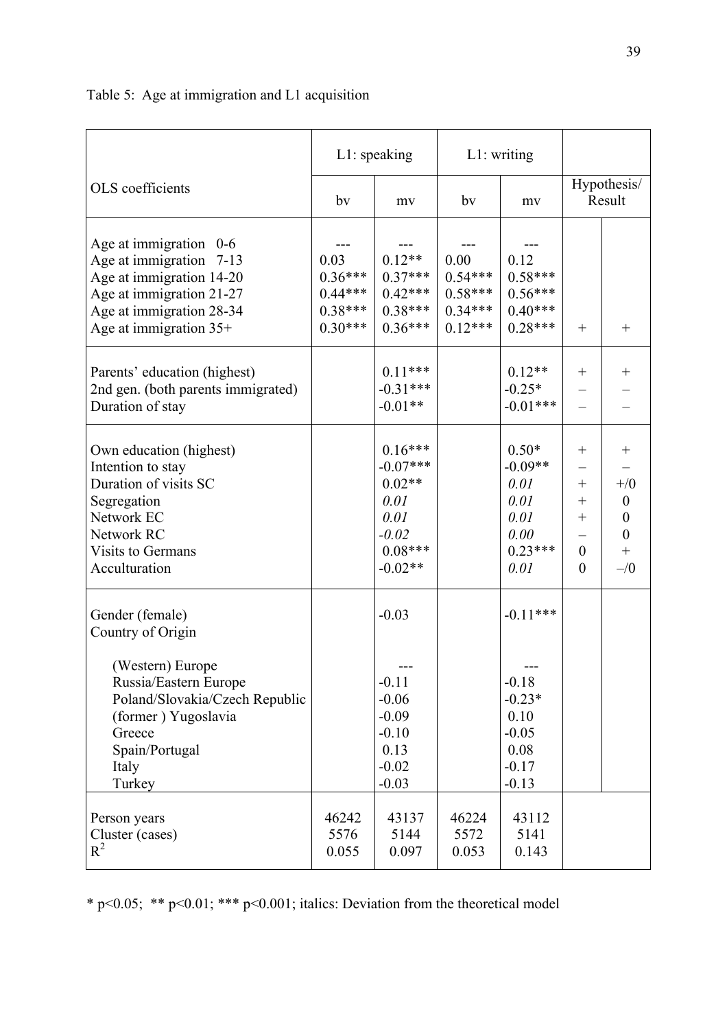Table 5: Age at immigration and L1 acquisition

| OLS coefficients | L1: speaking | | L1: writing | | Hypothesis/ Result | |
|---|---|---|---|---|---|---|
| | bv | mv | bv | mv | | |
| Age at immigration 0-6 | --- | --- | --- | --- | | |
| Age at immigration 7-13 | 0.03 | 0.12** | 0.00 | 0.12 | | |
| Age at immigration 14-20 | 0.36*** | 0.37*** | 0.54*** | 0.58*** | | |
| Age at immigration 21-27 | 0.44*** | 0.42*** | 0.58*** | 0.56*** | | |
| Age at immigration 28-34 | 0.38*** | 0.38*** | 0.34*** | 0.40*** | | |
| Age at immigration 35+ | 0.30*** | 0.36*** | 0.12*** | 0.28*** | + | + |
| Parents' education (highest) | | 0.11*** | | 0.12** | + | + |
| 2nd gen. (both parents immigrated) | | -0.31*** | | -0.25* | – | – |
| Duration of stay | | -0.01** | | -0.01*** | – | – |
| Own education (highest) | | 0.16*** | | 0.50* | + | + |
| Intention to stay | | -0.07*** | | -0.09** | – | – |
| Duration of visits SC | | 0.02** | | *0.01* | + | +/0 |
| Segregation | | *0.01* | | *0.01* | + | 0 |
| Network EC | | *0.01* | | *0.01* | + | 0 |
| Network RC | | *-0.02* | | *0.00* | – | 0 |
| Visits to Germans | | 0.08*** | | 0.23*** | 0 | + |
| Acculturation | | -0.02** | | *0.01* | 0 | –/0 |
| Gender (female) | | -0.03 | | -0.11*** | | |
| Country of Origin | | | | | | |
| (Western) Europe | | --- | | --- | | |
| Russia/Eastern Europe | | -0.11 | | -0.18 | | |
| Poland/Slovakia/Czech Republic | | -0.06 | | -0.23* | | |
| (former ) Yugoslavia | | -0.09 | | 0.10 | | |
| Greece | | -0.10 | | -0.05 | | |
| Spain/Portugal | | 0.13 | | 0.08 | | |
| Italy | | -0.02 | | -0.17 | | |
| Turkey | | -0.03 | | -0.13 | | |
| Person years | 46242 | 43137 | 46224 | 43112 | | |
| Cluster (cases) | 5576 | 5144 | 5572 | 5141 | | |
| $R^2$ | 0.055 | 0.097 | 0.053 | 0.143 | | |

\* $p<0.05$; ** $p<0.01$; *** $p<0.001$; italics: Deviation from the theoretical model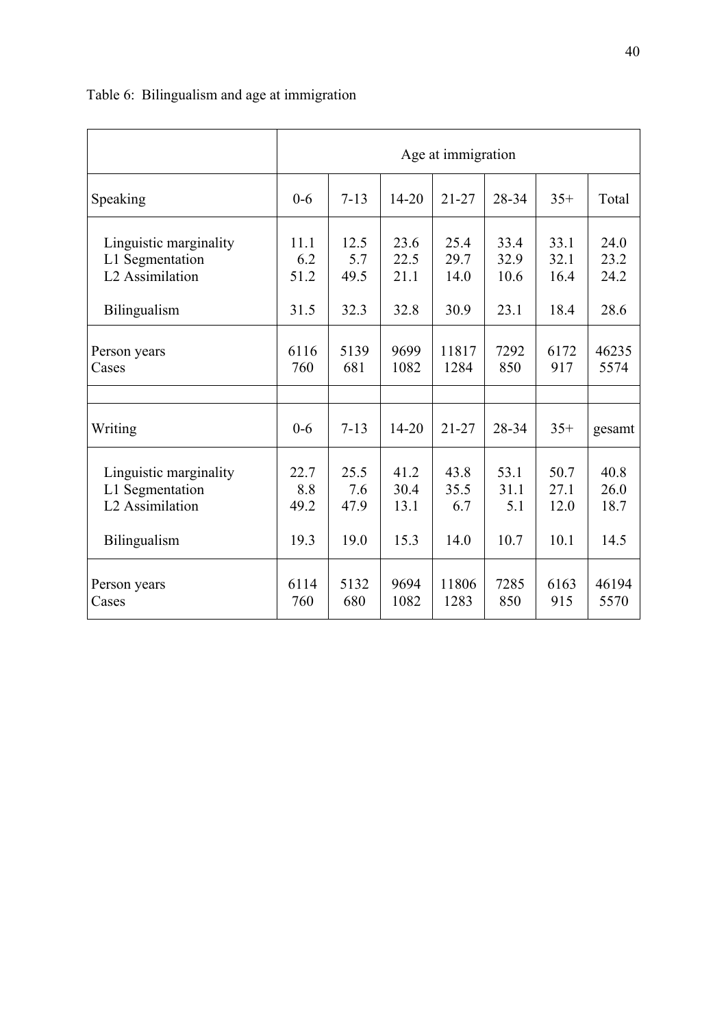Table 6: Bilingualism and age at immigration

| | Age at immigration | | | | | | |
|---|---|---|---|---|---|---|---|
| Speaking | 0-6 | 7-13 | 14-20 | 21-27 | 28-34 | 35+ | Total |
| Linguistic marginality | 11.1 | 12.5 | 23.6 | 25.4 | 33.4 | 33.1 | 24.0 |
| L1 Segmentation | 6.2 | 5.7 | 22.5 | 29.7 | 32.9 | 32.1 | 23.2 |
| L2 Assimilation | 51.2 | 49.5 | 21.1 | 14.0 | 10.6 | 16.4 | 24.2 |
| Bilingualism | 31.5 | 32.3 | 32.8 | 30.9 | 23.1 | 18.4 | 28.6 |
| Person years | 6116 | 5139 | 9699 | 11817 | 7292 | 6172 | 46235 |
| Cases | 760 | 681 | 1082 | 1284 | 850 | 917 | 5574 |
| | | | | | | | |
| Writing | 0-6 | 7-13 | 14-20 | 21-27 | 28-34 | 35+ | gesamt |
| Linguistic marginality | 22.7 | 25.5 | 41.2 | 43.8 | 53.1 | 50.7 | 40.8 |
| L1 Segmentation | 8.8 | 7.6 | 30.4 | 35.5 | 31.1 | 27.1 | 26.0 |
| L2 Assimilation | 49.2 | 47.9 | 13.1 | 6.7 | 5.1 | 12.0 | 18.7 |
| Bilingualism | 19.3 | 19.0 | 15.3 | 14.0 | 10.7 | 10.1 | 14.5 |
| Person years | 6114 | 5132 | 9694 | 11806 | 7285 | 6163 | 46194 |
| Cases | 760 | 680 | 1082 | 1283 | 850 | 915 | 5570 |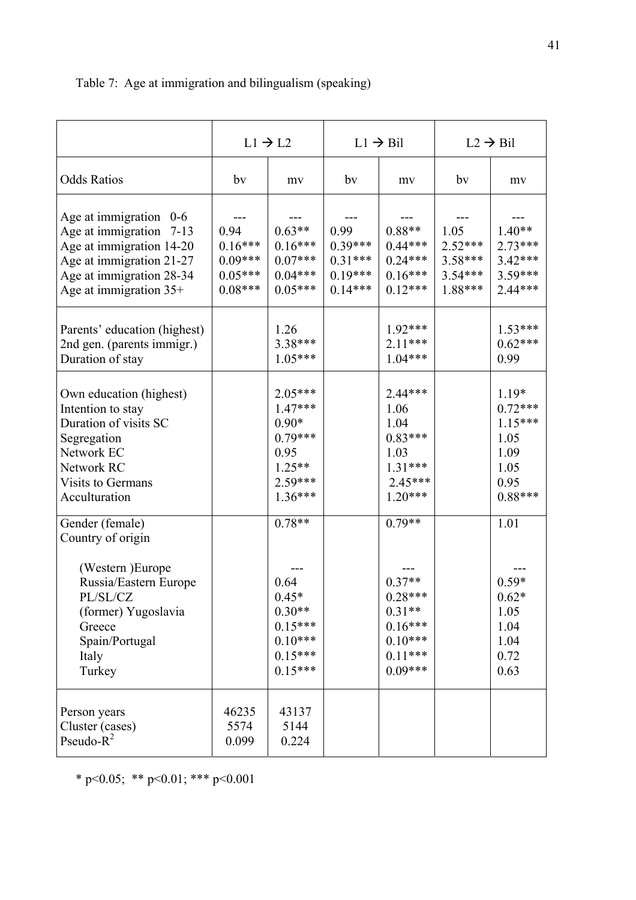Table 7: Age at immigration and bilingualism (speaking)

| | L1 → L2 | | L1 → Bil | | L2 → Bil | |
|---|---|---|---|---|---|---|
| Odds Ratios | bv | mv | bv | mv | bv | mv |
| Age at immigration 0-6 | --- | --- | --- | --- | --- | --- |
| Age at immigration 7-13 | 0.94 | 0.63** | 0.99 | 0.88** | 1.05 | 1.40** |
| Age at immigration 14-20 | 0.16*** | 0.16*** | 0.39*** | 0.44*** | 2.52*** | 2.73*** |
| Age at immigration 21-27 | 0.09*** | 0.07*** | 0.31*** | 0.24*** | 3.58*** | 3.42*** |
| Age at immigration 28-34 | 0.05*** | 0.04*** | 0.19*** | 0.16*** | 3.54*** | 3.59*** |
| Age at immigration 35+ | 0.08*** | 0.05*** | 0.14*** | 0.12*** | 1.88*** | 2.44*** |
| Parents' education (highest) | | 1.26 | | 1.92*** | | 1.53*** |
| 2nd gen. (parents immigr.) | | 3.38*** | | 2.11*** | | 0.62*** |
| Duration of stay | | 1.05*** | | 1.04*** | | 0.99 |
| Own education (highest) | | 2.05*** | | 2.44*** | | 1.19* |
| Intention to stay | | 1.47*** | | 1.06 | | 0.72*** |
| Duration of visits SC | | 0.90* | | 1.04 | | 1.15*** |
| Segregation | | 0.79*** | | 0.83*** | | 1.05 |
| Network EC | | 0.95 | | 1.03 | | 1.09 |
| Network RC | | 1.25** | | 1.31*** | | 1.05 |
| Visits to Germans | | 2.59*** | | 2.45*** | | 0.95 |
| Acculturation | | 1.36*** | | 1.20*** | | 0.88*** |
| Gender (female) | | 0.78** | | 0.79** | | 1.01 |
| Country of origin | | | | | | |
| (Western )Europe | | --- | | --- | | --- |
| Russia/Eastern Europe | | 0.64 | | 0.37** | | 0.59* |
| PL/SL/CZ | | 0.45* | | 0.28*** | | 0.62* |
| (former) Yugoslavia | | 0.30** | | 0.31** | | 1.05 |
| Greece | | 0.15*** | | 0.16*** | | 1.04 |
| Spain/Portugal | | 0.10*** | | 0.10*** | | 1.04 |
| Italy | | 0.15*** | | 0.11*** | | 0.72 |
| Turkey | | 0.15*** | | 0.09*** | | 0.63 |
| Person years | 46235 | 43137 | | | | |
| Cluster (cases) | 5574 | 5144 | | | | |
| Pseudo-$R^2$ | 0.099 | 0.224 | | | | |

* $p<0.05$; ** $p<0.01$; *** $p<0.001$